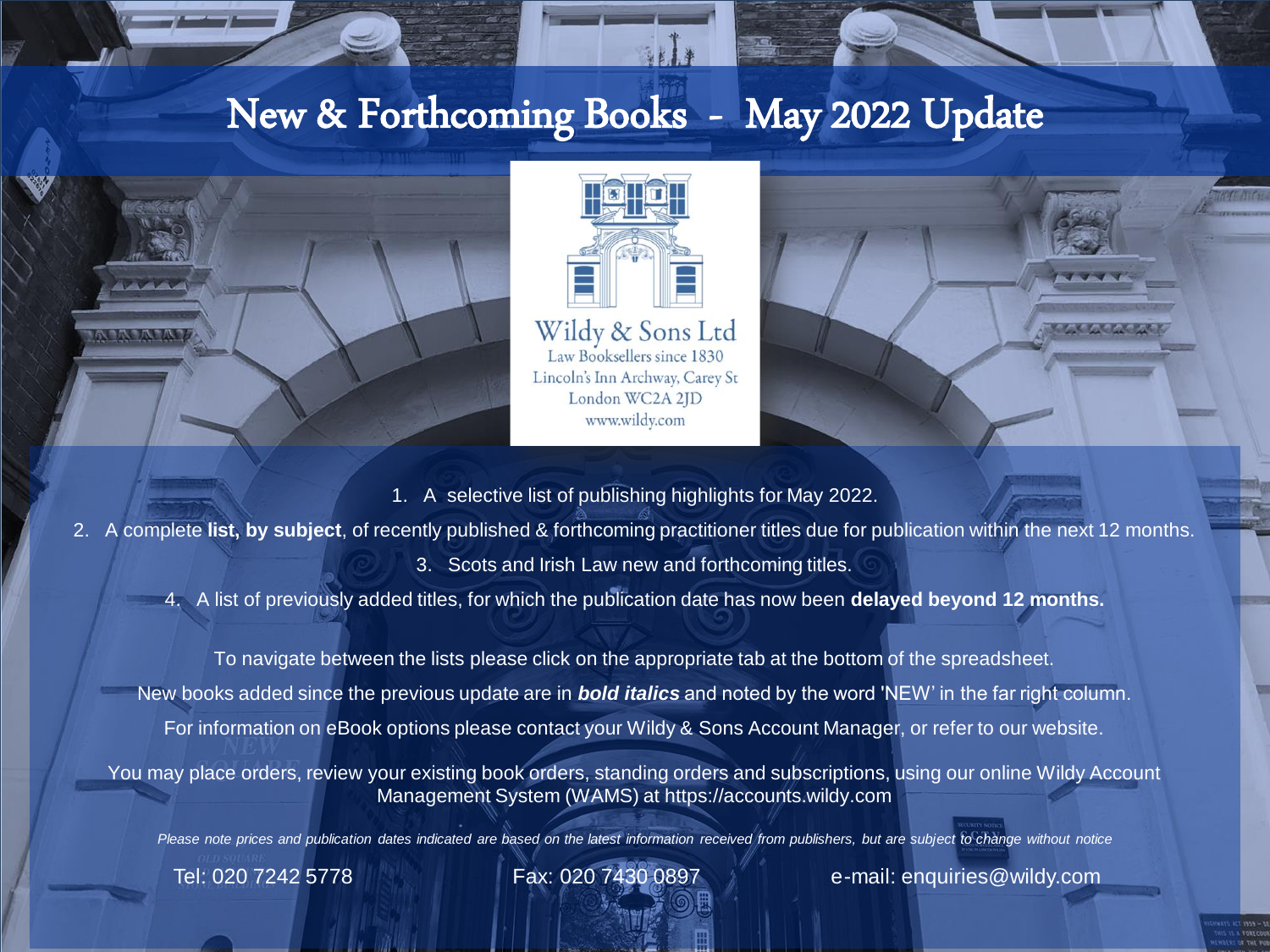# New & Forthcoming Books - May 2022 Update

Wildy & Sons Ltd
Law Booksellers since 1830
Lincoln's Inn Archway, Carey St
London WC2A 2JD
www.wildy.com

1. A selective list of publishing highlights for May 2022.
2. A complete **list, by subject**, of recently published & forthcoming practitioner titles due for publication within the next 12 months.
3. Scots and Irish Law new and forthcoming titles.
4. A list of previously added titles, for which the publication date has now been **delayed beyond 12 months.**

To navigate between the lists please click on the appropriate tab at the bottom of the spreadsheet.

New books added since the previous update are in ***bold italics*** and noted by the word 'NEW' in the far right column.

For information on eBook options please contact your Wildy & Sons Account Manager, or refer to our website.

You may place orders, review your existing book orders, standing orders and subscriptions, using our online Wildy Account Management System (WAMS) at https://accounts.wildy.com

*Please note prices and publication dates indicated are based on the latest information received from publishers, but are subject to change without notice*

Tel: 020 7242 5778 Fax: 020 7430 0897 e-mail: enquiries@wildy.com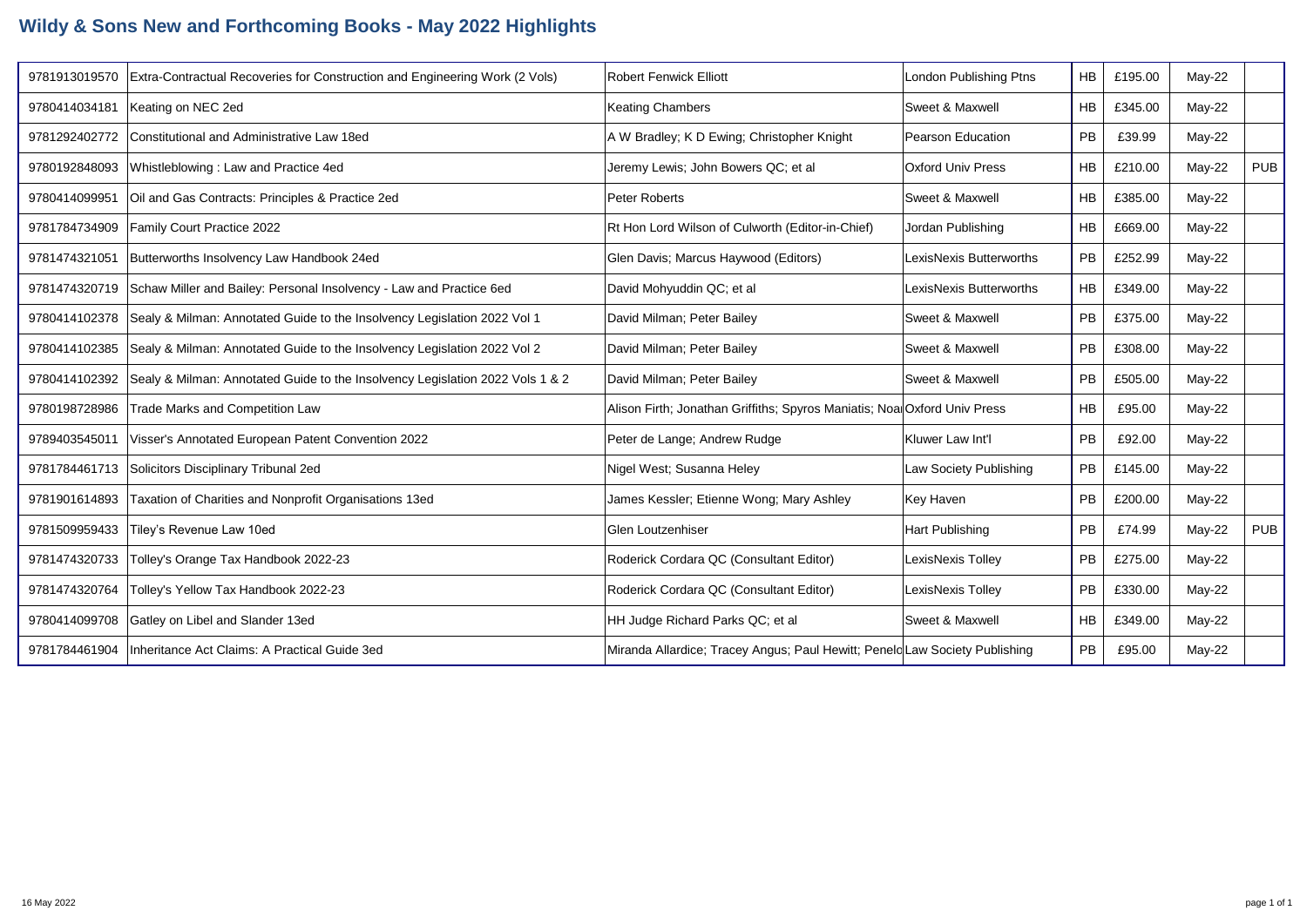# Wildy & Sons New and Forthcoming Books - May 2022 Highlights

| ISBN | Title | Author | Publisher | Binding | Price | Date | Status |
|---|---|---|---|---|---|---|---|
| 9781913019570 | Extra-Contractual Recoveries for Construction and Engineering Work (2 Vols) | Robert Fenwick Elliott | London Publishing Ptns | HB | £195.00 | May-22 | |
| 9780414034181 | Keating on NEC 2ed | Keating Chambers | Sweet & Maxwell | HB | £345.00 | May-22 | |
| 9781292402772 | Constitutional and Administrative Law 18ed | A W Bradley; K D Ewing; Christopher Knight | Pearson Education | PB | £39.99 | May-22 | |
| 9780192848093 | Whistleblowing : Law and Practice 4ed | Jeremy Lewis; John Bowers QC; et al | Oxford Univ Press | HB | £210.00 | May-22 | PUB |
| 9780414099951 | Oil and Gas Contracts: Principles & Practice 2ed | Peter Roberts | Sweet & Maxwell | HB | £385.00 | May-22 | |
| 9781784734909 | Family Court Practice 2022 | Rt Hon Lord Wilson of Culworth (Editor-in-Chief) | Jordan Publishing | HB | £669.00 | May-22 | |
| 9781474321051 | Butterworths Insolvency Law Handbook 24ed | Glen Davis; Marcus Haywood (Editors) | LexisNexis Butterworths | PB | £252.99 | May-22 | |
| 9781474320719 | Schaw Miller and Bailey: Personal Insolvency - Law and Practice 6ed | David Mohyuddin QC; et al | LexisNexis Butterworths | HB | £349.00 | May-22 | |
| 9780414102378 | Sealy & Milman: Annotated Guide to the Insolvency Legislation 2022 Vol 1 | David Milman; Peter Bailey | Sweet & Maxwell | PB | £375.00 | May-22 | |
| 9780414102385 | Sealy & Milman: Annotated Guide to the Insolvency Legislation 2022 Vol 2 | David Milman; Peter Bailey | Sweet & Maxwell | PB | £308.00 | May-22 | |
| 9780414102392 | Sealy & Milman: Annotated Guide to the Insolvency Legislation 2022 Vols 1 & 2 | David Milman; Peter Bailey | Sweet & Maxwell | PB | £505.00 | May-22 | |
| 9780198728986 | Trade Marks and Competition Law | Alison Firth; Jonathan Griffiths; Spyros Maniatis; Noa | Oxford Univ Press | HB | £95.00 | May-22 | |
| 9789403545011 | Visser's Annotated European Patent Convention 2022 | Peter de Lange; Andrew Rudge | Kluwer Law Int'l | PB | £92.00 | May-22 | |
| 9781784461713 | Solicitors Disciplinary Tribunal 2ed | Nigel West; Susanna Heley | Law Society Publishing | PB | £145.00 | May-22 | |
| 9781901614893 | Taxation of Charities and Nonprofit Organisations 13ed | James Kessler; Etienne Wong; Mary Ashley | Key Haven | PB | £200.00 | May-22 | |
| 9781509959433 | Tiley's Revenue Law 10ed | Glen Loutzenhiser | Hart Publishing | PB | £74.99 | May-22 | PUB |
| 9781474320733 | Tolley's Orange Tax Handbook 2022-23 | Roderick Cordara QC (Consultant Editor) | LexisNexis Tolley | PB | £275.00 | May-22 | |
| 9781474320764 | Tolley's Yellow Tax Handbook 2022-23 | Roderick Cordara QC (Consultant Editor) | LexisNexis Tolley | PB | £330.00 | May-22 | |
| 9780414099708 | Gatley on Libel and Slander 13ed | HH Judge Richard Parks QC; et al | Sweet & Maxwell | HB | £349.00 | May-22 | |
| 9781784461904 | Inheritance Act Claims: A Practical Guide 3ed | Miranda Allardice; Tracey Angus; Paul Hewitt; Penelo | Law Society Publishing | PB | £95.00 | May-22 | |

16 May 2022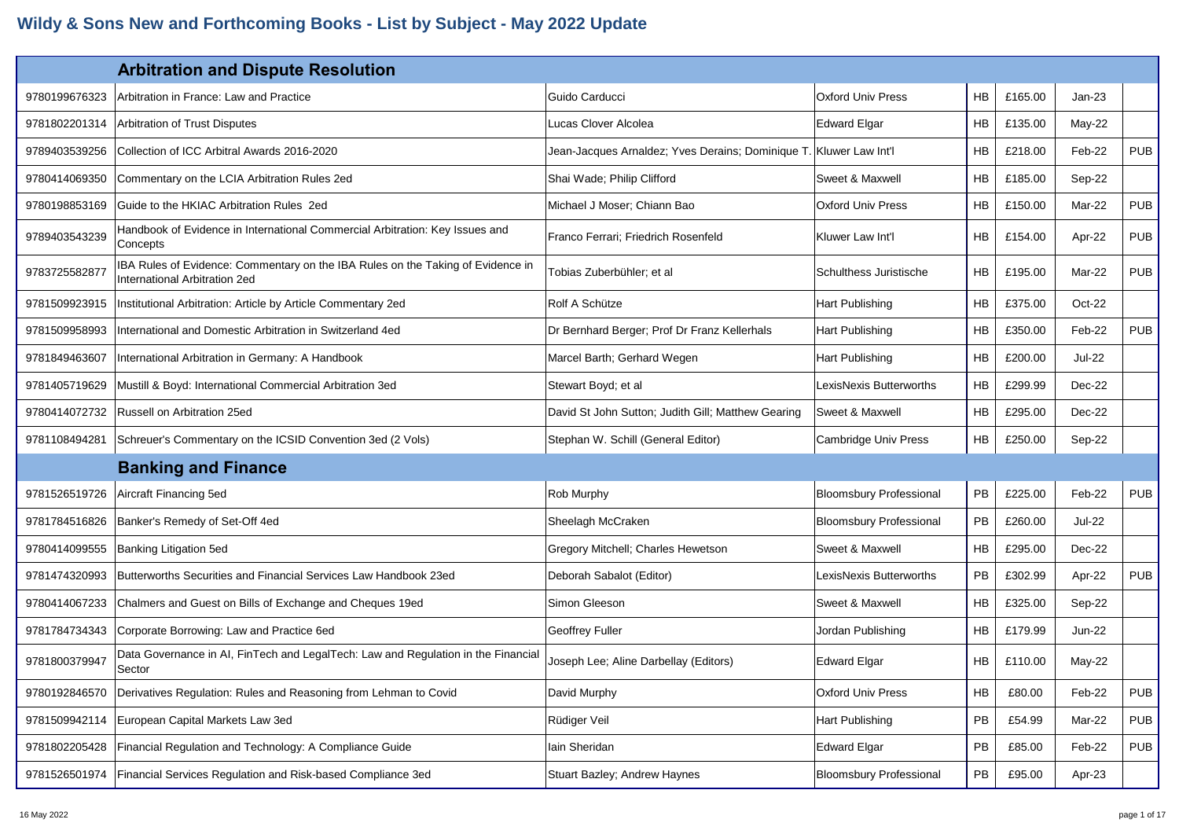# Wildy & Sons New and Forthcoming Books - List by Subject - May 2022 Update

| ISBN | Title | Author | Publisher | Binding | Price | Date | Status |
|---|---|---|---|---|---|---|---|
| | **Arbitration and Dispute Resolution** | | | | | | |
| 9780199676323 | Arbitration in France: Law and Practice | Guido Carducci | Oxford Univ Press | HB | £165.00 | Jan-23 | |
| 9781802201314 | Arbitration of Trust Disputes | Lucas Clover Alcolea | Edward Elgar | HB | £135.00 | May-22 | |
| 9789403539256 | Collection of ICC Arbitral Awards 2016-2020 | Jean-Jacques Arnaldez; Yves Derains; Dominique T. | Kluwer Law Int'l | HB | £218.00 | Feb-22 | PUB |
| 9780414069350 | Commentary on the LCIA Arbitration Rules 2ed | Shai Wade; Philip Clifford | Sweet & Maxwell | HB | £185.00 | Sep-22 | |
| 9780198853169 | Guide to the HKIAC Arbitration Rules 2ed | Michael J Moser; Chiann Bao | Oxford Univ Press | HB | £150.00 | Mar-22 | PUB |
| 9789403543239 | Handbook of Evidence in International Commercial Arbitration: Key Issues and Concepts | Franco Ferrari; Friedrich Rosenfeld | Kluwer Law Int'l | HB | £154.00 | Apr-22 | PUB |
| 9783725582877 | IBA Rules of Evidence: Commentary on the IBA Rules on the Taking of Evidence in International Arbitration 2ed | Tobias Zuberbühler; et al | Schulthess Juristische | HB | £195.00 | Mar-22 | PUB |
| 9781509923915 | Institutional Arbitration: Article by Article Commentary 2ed | Rolf A Schütze | Hart Publishing | HB | £375.00 | Oct-22 | |
| 9781509958993 | International and Domestic Arbitration in Switzerland 4ed | Dr Bernhard Berger; Prof Dr Franz Kellerhals | Hart Publishing | HB | £350.00 | Feb-22 | PUB |
| 9781849463607 | International Arbitration in Germany: A Handbook | Marcel Barth; Gerhard Wegen | Hart Publishing | HB | £200.00 | Jul-22 | |
| 9781405719629 | Mustill & Boyd: International Commercial Arbitration 3ed | Stewart Boyd; et al | LexisNexis Butterworths | HB | £299.99 | Dec-22 | |
| 9780414072732 | Russell on Arbitration 25ed | David St John Sutton; Judith Gill; Matthew Gearing | Sweet & Maxwell | HB | £295.00 | Dec-22 | |
| 9781108494281 | Schreuer's Commentary on the ICSID Convention 3ed (2 Vols) | Stephan W. Schill (General Editor) | Cambridge Univ Press | HB | £250.00 | Sep-22 | |
| | **Banking and Finance** | | | | | | |
| 9781526519726 | Aircraft Financing 5ed | Rob Murphy | Bloomsbury Professional | PB | £225.00 | Feb-22 | PUB |
| 9781784516826 | Banker's Remedy of Set-Off 4ed | Sheelagh McCraken | Bloomsbury Professional | PB | £260.00 | Jul-22 | |
| 9780414099555 | Banking Litigation 5ed | Gregory Mitchell; Charles Hewetson | Sweet & Maxwell | HB | £295.00 | Dec-22 | |
| 9781474320993 | Butterworths Securities and Financial Services Law Handbook 23ed | Deborah Sabalot (Editor) | LexisNexis Butterworths | PB | £302.99 | Apr-22 | PUB |
| 9780414067233 | Chalmers and Guest on Bills of Exchange and Cheques 19ed | Simon Gleeson | Sweet & Maxwell | HB | £325.00 | Sep-22 | |
| 9781784734343 | Corporate Borrowing: Law and Practice 6ed | Geoffrey Fuller | Jordan Publishing | HB | £179.99 | Jun-22 | |
| 9781800379947 | Data Governance in AI, FinTech and LegalTech: Law and Regulation in the Financial Sector | Joseph Lee; Aline Darbellay (Editors) | Edward Elgar | HB | £110.00 | May-22 | |
| 9780192846570 | Derivatives Regulation: Rules and Reasoning from Lehman to Covid | David Murphy | Oxford Univ Press | HB | £80.00 | Feb-22 | PUB |
| 9781509942114 | European Capital Markets Law 3ed | Rüdiger Veil | Hart Publishing | PB | £54.99 | Mar-22 | PUB |
| 9781802205428 | Financial Regulation and Technology: A Compliance Guide | Iain Sheridan | Edward Elgar | PB | £85.00 | Feb-22 | PUB |
| 9781526501974 | Financial Services Regulation and Risk-based Compliance 3ed | Stuart Bazley; Andrew Haynes | Bloomsbury Professional | PB | £95.00 | Apr-23 | |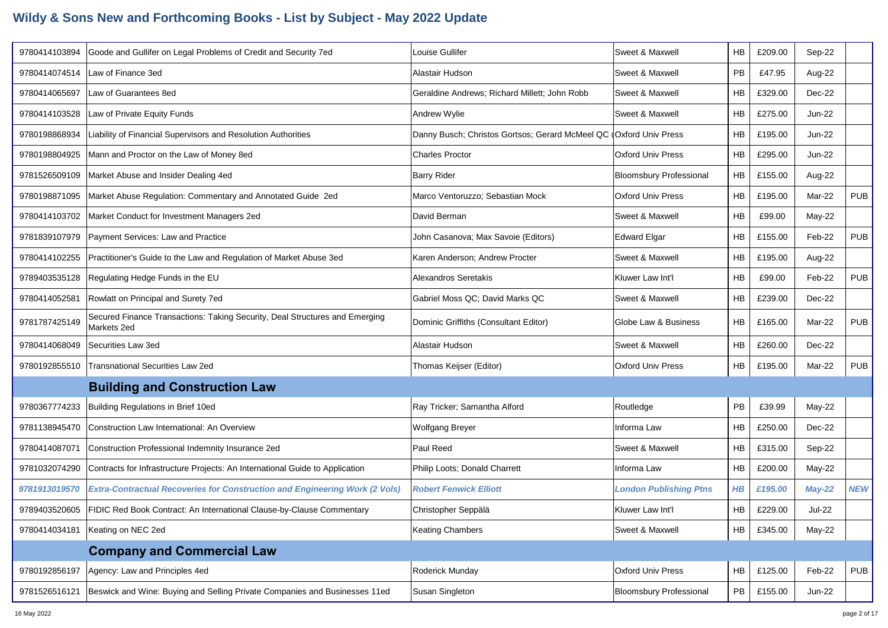# Wildy & Sons New and Forthcoming Books - List by Subject - May 2022 Update

| | | | | | | | |
|---|---|---|---|---|---|---|---|
| 9780414103894 | Goode and Gullifer on Legal Problems of Credit and Security 7ed | Louise Gullifer | Sweet & Maxwell | HB | £209.00 | Sep-22 | |
| 9780414074514 | Law of Finance 3ed | Alastair Hudson | Sweet & Maxwell | PB | £47.95 | Aug-22 | |
| 9780414065697 | Law of Guarantees 8ed | Geraldine Andrews; Richard Millett; John Robb | Sweet & Maxwell | HB | £329.00 | Dec-22 | |
| 9780414103528 | Law of Private Equity Funds | Andrew Wylie | Sweet & Maxwell | HB | £275.00 | Jun-22 | |
| 9780198868934 | Liability of Financial Supervisors and Resolution Authorities | Danny Busch; Christos Gortsos; Gerard McMeel QC ( | Oxford Univ Press | HB | £195.00 | Jun-22 | |
| 9780198804925 | Mann and Proctor on the Law of Money 8ed | Charles Proctor | Oxford Univ Press | HB | £295.00 | Jun-22 | |
| 9781526509109 | Market Abuse and Insider Dealing 4ed | Barry Rider | Bloomsbury Professional | HB | £155.00 | Aug-22 | |
| 9780198871095 | Market Abuse Regulation: Commentary and Annotated Guide 2ed | Marco Ventoruzzo; Sebastian Mock | Oxford Univ Press | HB | £195.00 | Mar-22 | PUB |
| 9780414103702 | Market Conduct for Investment Managers 2ed | David Berman | Sweet & Maxwell | HB | £99.00 | May-22 | |
| 9781839107979 | Payment Services: Law and Practice | John Casanova; Max Savoie (Editors) | Edward Elgar | HB | £155.00 | Feb-22 | PUB |
| 9780414102255 | Practitioner's Guide to the Law and Regulation of Market Abuse 3ed | Karen Anderson; Andrew Procter | Sweet & Maxwell | HB | £195.00 | Aug-22 | |
| 9789403535128 | Regulating Hedge Funds in the EU | Alexandros Seretakis | Kluwer Law Int'l | HB | £99.00 | Feb-22 | PUB |
| 9780414052581 | Rowlatt on Principal and Surety 7ed | Gabriel Moss QC; David Marks QC | Sweet & Maxwell | HB | £239.00 | Dec-22 | |
| 9781787425149 | Secured Finance Transactions: Taking Security, Deal Structures and Emerging Markets 2ed | Dominic Griffiths (Consultant Editor) | Globe Law & Business | HB | £165.00 | Mar-22 | PUB |
| 9780414068049 | Securities Law 3ed | Alastair Hudson | Sweet & Maxwell | HB | £260.00 | Dec-22 | |
| 9780192855510 | Transnational Securities Law 2ed | Thomas Keijser (Editor) | Oxford Univ Press | HB | £195.00 | Mar-22 | PUB |
| | **Building and Construction Law** | | | | | | |
| 9780367774233 | Building Regulations in Brief 10ed | Ray Tricker; Samantha Alford | Routledge | PB | £39.99 | May-22 | |
| 9781138945470 | Construction Law International: An Overview | Wolfgang Breyer | Informa Law | HB | £250.00 | Dec-22 | |
| 9780414087071 | Construction Professional Indemnity Insurance 2ed | Paul Reed | Sweet & Maxwell | HB | £315.00 | Sep-22 | |
| 9781032074290 | Contracts for Infrastructure Projects: An International Guide to Application | Philip Loots; Donald Charrett | Informa Law | HB | £200.00 | May-22 | |
| ***9781913019570*** | ***Extra-Contractual Recoveries for Construction and Engineering Work (2 Vols)*** | ***Robert Fenwick Elliott*** | ***London Publishing Ptns*** | ***HB*** | ***£195.00*** | ***May-22*** | ***NEW*** |
| 9789403520605 | FIDIC Red Book Contract: An International Clause-by-Clause Commentary | Christopher Seppälä | Kluwer Law Int'l | HB | £229.00 | Jul-22 | |
| 9780414034181 | Keating on NEC 2ed | Keating Chambers | Sweet & Maxwell | HB | £345.00 | May-22 | |
| | **Company and Commercial Law** | | | | | | |
| 9780192856197 | Agency: Law and Principles 4ed | Roderick Munday | Oxford Univ Press | HB | £125.00 | Feb-22 | PUB |
| 9781526516121 | Beswick and Wine: Buying and Selling Private Companies and Businesses 11ed | Susan Singleton | Bloomsbury Professional | PB | £155.00 | Jun-22 | |

16 May 2022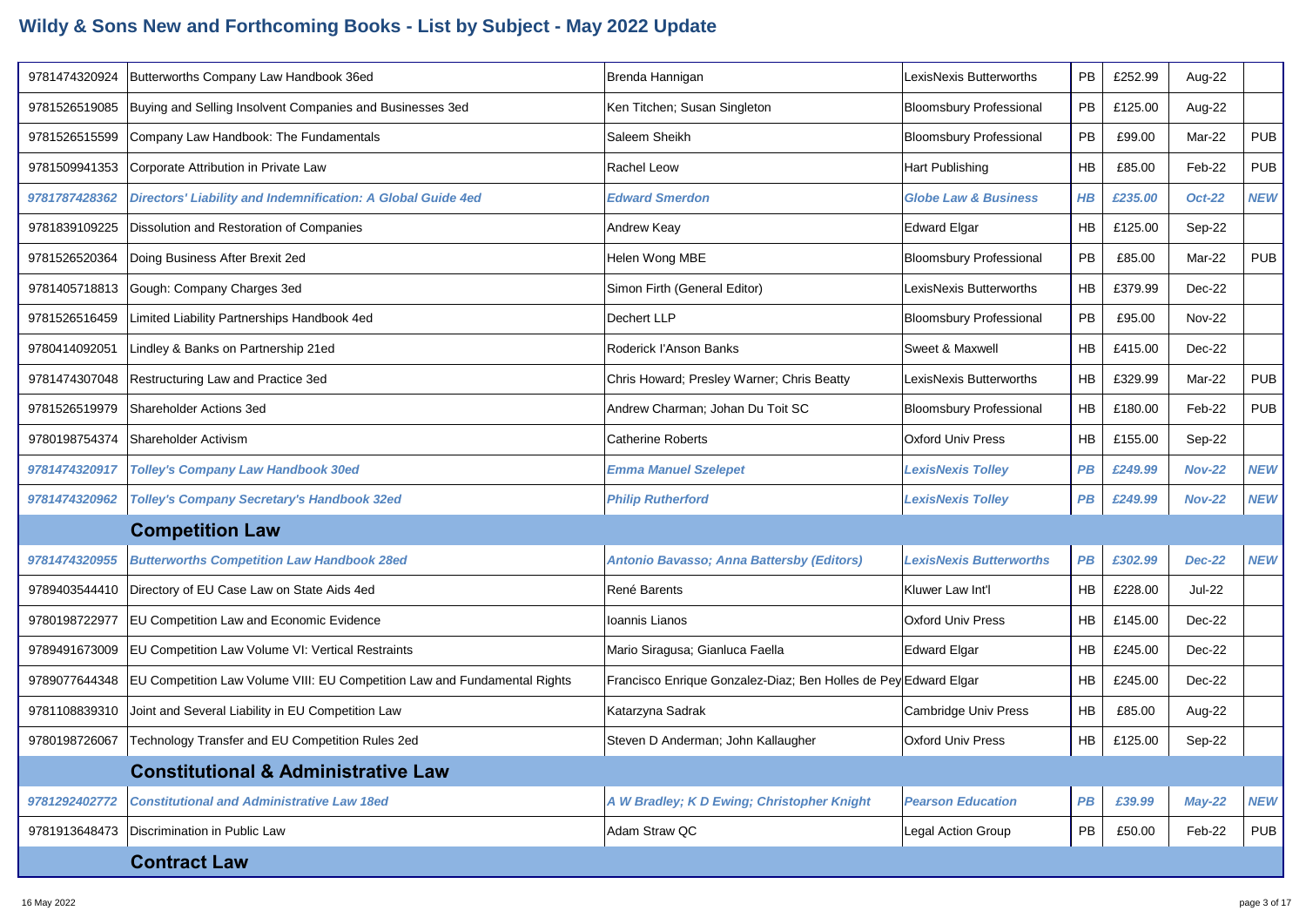# Wildy & Sons New and Forthcoming Books - List by Subject - May 2022 Update

| ISBN | Title | Author | Publisher | Binding | Price | Date | Status |
|---|---|---|---|---|---|---|---|
| 9781474320924 | Butterworths Company Law Handbook 36ed | Brenda Hannigan | LexisNexis Butterworths | PB | £252.99 | Aug-22 | |
| 9781526519085 | Buying and Selling Insolvent Companies and Businesses 3ed | Ken Titchen; Susan Singleton | Bloomsbury Professional | PB | £125.00 | Aug-22 | |
| 9781526515599 | Company Law Handbook: The Fundamentals | Saleem Sheikh | Bloomsbury Professional | PB | £99.00 | Mar-22 | PUB |
| 9781509941353 | Corporate Attribution in Private Law | Rachel Leow | Hart Publishing | HB | £85.00 | Feb-22 | PUB |
| ***9781787428362*** | ***Directors' Liability and Indemnification: A Global Guide 4ed*** | ***Edward Smerdon*** | ***Globe Law & Business*** | ***HB*** | ***£235.00*** | ***Oct-22*** | ***NEW*** |
| 9781839109225 | Dissolution and Restoration of Companies | Andrew Keay | Edward Elgar | HB | £125.00 | Sep-22 | |
| 9781526520364 | Doing Business After Brexit 2ed | Helen Wong MBE | Bloomsbury Professional | PB | £85.00 | Mar-22 | PUB |
| 9781405718813 | Gough: Company Charges 3ed | Simon Firth (General Editor) | LexisNexis Butterworths | HB | £379.99 | Dec-22 | |
| 9781526516459 | Limited Liability Partnerships Handbook 4ed | Dechert LLP | Bloomsbury Professional | PB | £95.00 | Nov-22 | |
| 9780414092051 | Lindley & Banks on Partnership 21ed | Roderick I'Anson Banks | Sweet & Maxwell | HB | £415.00 | Dec-22 | |
| 9781474307048 | Restructuring Law and Practice 3ed | Chris Howard; Presley Warner; Chris Beatty | LexisNexis Butterworths | HB | £329.99 | Mar-22 | PUB |
| 9781526519979 | Shareholder Actions 3ed | Andrew Charman; Johan Du Toit SC | Bloomsbury Professional | HB | £180.00 | Feb-22 | PUB |
| 9780198754374 | Shareholder Activism | Catherine Roberts | Oxford Univ Press | HB | £155.00 | Sep-22 | |
| ***9781474320917*** | ***Tolley's Company Law Handbook 30ed*** | ***Emma Manuel Szelepet*** | ***LexisNexis Tolley*** | ***PB*** | ***£249.99*** | ***Nov-22*** | ***NEW*** |
| ***9781474320962*** | ***Tolley's Company Secretary's Handbook 32ed*** | ***Philip Rutherford*** | ***LexisNexis Tolley*** | ***PB*** | ***£249.99*** | ***Nov-22*** | ***NEW*** |
| | **Competition Law** | | | | | | |
| ***9781474320955*** | ***Butterworths Competition Law Handbook 28ed*** | ***Antonio Bavasso; Anna Battersby (Editors)*** | ***LexisNexis Butterworths*** | ***PB*** | ***£302.99*** | ***Dec-22*** | ***NEW*** |
| 9789403544410 | Directory of EU Case Law on State Aids 4ed | René Barents | Kluwer Law Int'l | HB | £228.00 | Jul-22 | |
| 9780198722977 | EU Competition Law and Economic Evidence | Ioannis Lianos | Oxford Univ Press | HB | £145.00 | Dec-22 | |
| 9789491673009 | EU Competition Law Volume VI: Vertical Restraints | Mario Siragusa; Gianluca Faella | Edward Elgar | HB | £245.00 | Dec-22 | |
| 9789077644348 | EU Competition Law Volume VIII: EU Competition Law and Fundamental Rights | Francisco Enrique Gonzalez-Diaz; Ben Holles de Pey | Edward Elgar | HB | £245.00 | Dec-22 | |
| 9781108839310 | Joint and Several Liability in EU Competition Law | Katarzyna Sadrak | Cambridge Univ Press | HB | £85.00 | Aug-22 | |
| 9780198726067 | Technology Transfer and EU Competition Rules 2ed | Steven D Anderman; John Kallaugher | Oxford Univ Press | HB | £125.00 | Sep-22 | |
| | **Constitutional & Administrative Law** | | | | | | |
| ***9781292402772*** | ***Constitutional and Administrative Law 18ed*** | ***A W Bradley; K D Ewing; Christopher Knight*** | ***Pearson Education*** | ***PB*** | ***£39.99*** | ***May-22*** | ***NEW*** |
| 9781913648473 | Discrimination in Public Law | Adam Straw QC | Legal Action Group | PB | £50.00 | Feb-22 | PUB |
| | **Contract Law** | | | | | | |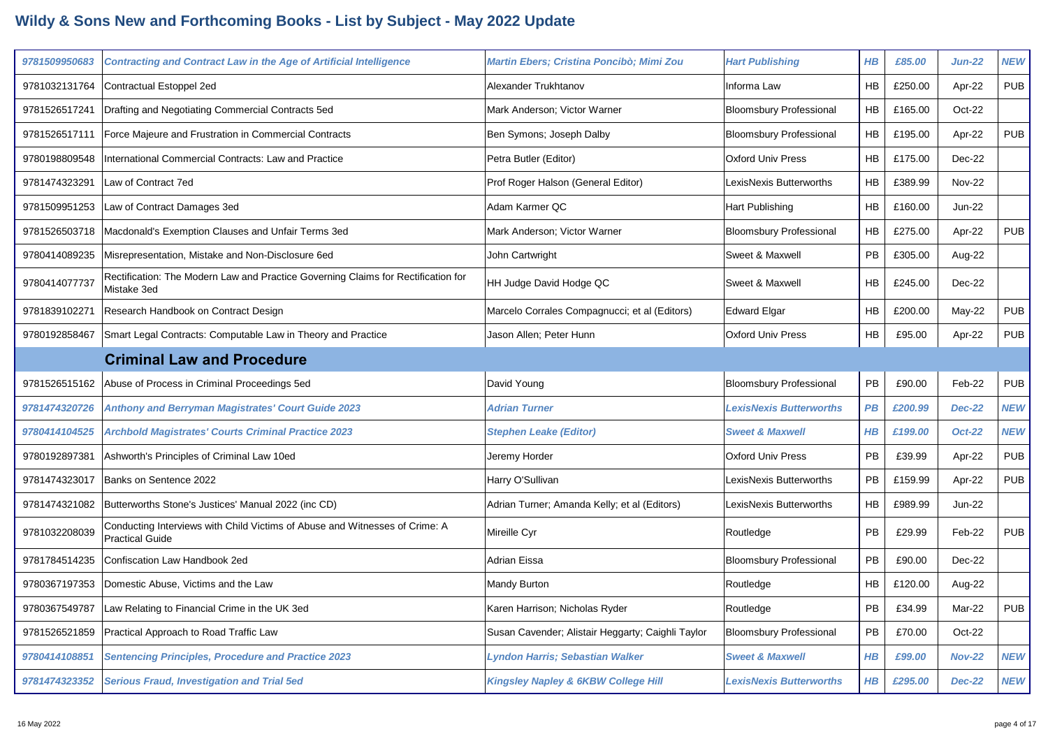# Wildy & Sons New and Forthcoming Books - List by Subject - May 2022 Update

| ISBN | Title | Author | Publisher | Binding | Price | Date | Status |
|---|---|---|---|---|---|---|---|
| ***9781509950683*** | ***Contracting and Contract Law in the Age of Artificial Intelligence*** | ***Martin Ebers; Cristina Poncibò; Mimi Zou*** | ***Hart Publishing*** | ***HB*** | ***£85.00*** | ***Jun-22*** | ***NEW*** |
| 9781032131764 | Contractual Estoppel 2ed | Alexander Trukhtanov | Informa Law | HB | £250.00 | Apr-22 | PUB |
| 9781526517241 | Drafting and Negotiating Commercial Contracts 5ed | Mark Anderson; Victor Warner | Bloomsbury Professional | HB | £165.00 | Oct-22 | |
| 9781526517111 | Force Majeure and Frustration in Commercial Contracts | Ben Symons; Joseph Dalby | Bloomsbury Professional | HB | £195.00 | Apr-22 | PUB |
| 9780198809548 | International Commercial Contracts: Law and Practice | Petra Butler (Editor) | Oxford Univ Press | HB | £175.00 | Dec-22 | |
| 9781474323291 | Law of Contract 7ed | Prof Roger Halson (General Editor) | LexisNexis Butterworths | HB | £389.99 | Nov-22 | |
| 9781509951253 | Law of Contract Damages 3ed | Adam Karmer QC | Hart Publishing | HB | £160.00 | Jun-22 | |
| 9781526503718 | Macdonald's Exemption Clauses and Unfair Terms 3ed | Mark Anderson; Victor Warner | Bloomsbury Professional | HB | £275.00 | Apr-22 | PUB |
| 9780414089235 | Misrepresentation, Mistake and Non-Disclosure 6ed | John Cartwright | Sweet & Maxwell | PB | £305.00 | Aug-22 | |
| 9780414077737 | Rectification: The Modern Law and Practice Governing Claims for Rectification for Mistake 3ed | HH Judge David Hodge QC | Sweet & Maxwell | HB | £245.00 | Dec-22 | |
| 9781839102271 | Research Handbook on Contract Design | Marcelo Corrales Compagnucci; et al (Editors) | Edward Elgar | HB | £200.00 | May-22 | PUB |
| 9780192858467 | Smart Legal Contracts: Computable Law in Theory and Practice | Jason Allen; Peter Hunn | Oxford Univ Press | HB | £95.00 | Apr-22 | PUB |
| | **Criminal Law and Procedure** | | | | | | |
| 9781526515162 | Abuse of Process in Criminal Proceedings 5ed | David Young | Bloomsbury Professional | PB | £90.00 | Feb-22 | PUB |
| ***9781474320726*** | ***Anthony and Berryman Magistrates' Court Guide 2023*** | ***Adrian Turner*** | ***LexisNexis Butterworths*** | ***PB*** | ***£200.99*** | ***Dec-22*** | ***NEW*** |
| ***9780414104525*** | ***Archbold Magistrates' Courts Criminal Practice 2023*** | ***Stephen Leake (Editor)*** | ***Sweet & Maxwell*** | ***HB*** | ***£199.00*** | ***Oct-22*** | ***NEW*** |
| 9780192897381 | Ashworth's Principles of Criminal Law 10ed | Jeremy Horder | Oxford Univ Press | PB | £39.99 | Apr-22 | PUB |
| 9781474323017 | Banks on Sentence 2022 | Harry O'Sullivan | LexisNexis Butterworths | PB | £159.99 | Apr-22 | PUB |
| 9781474321082 | Butterworths Stone's Justices' Manual 2022 (inc CD) | Adrian Turner; Amanda Kelly; et al (Editors) | LexisNexis Butterworths | HB | £989.99 | Jun-22 | |
| 9781032208039 | Conducting Interviews with Child Victims of Abuse and Witnesses of Crime: A Practical Guide | Mireille Cyr | Routledge | PB | £29.99 | Feb-22 | PUB |
| 9781784514235 | Confiscation Law Handbook 2ed | Adrian Eissa | Bloomsbury Professional | PB | £90.00 | Dec-22 | |
| 9780367197353 | Domestic Abuse, Victims and the Law | Mandy Burton | Routledge | HB | £120.00 | Aug-22 | |
| 9780367549787 | Law Relating to Financial Crime in the UK 3ed | Karen Harrison; Nicholas Ryder | Routledge | PB | £34.99 | Mar-22 | PUB |
| 9781526521859 | Practical Approach to Road Traffic Law | Susan Cavender; Alistair Heggarty; Caighli Taylor | Bloomsbury Professional | PB | £70.00 | Oct-22 | |
| ***9780414108851*** | ***Sentencing Principles, Procedure and Practice 2023*** | ***Lyndon Harris; Sebastian Walker*** | ***Sweet & Maxwell*** | ***HB*** | ***£99.00*** | ***Nov-22*** | ***NEW*** |
| ***9781474323352*** | ***Serious Fraud, Investigation and Trial 5ed*** | ***Kingsley Napley & 6KBW College Hill*** | ***LexisNexis Butterworths*** | ***HB*** | ***£295.00*** | ***Dec-22*** | ***NEW*** |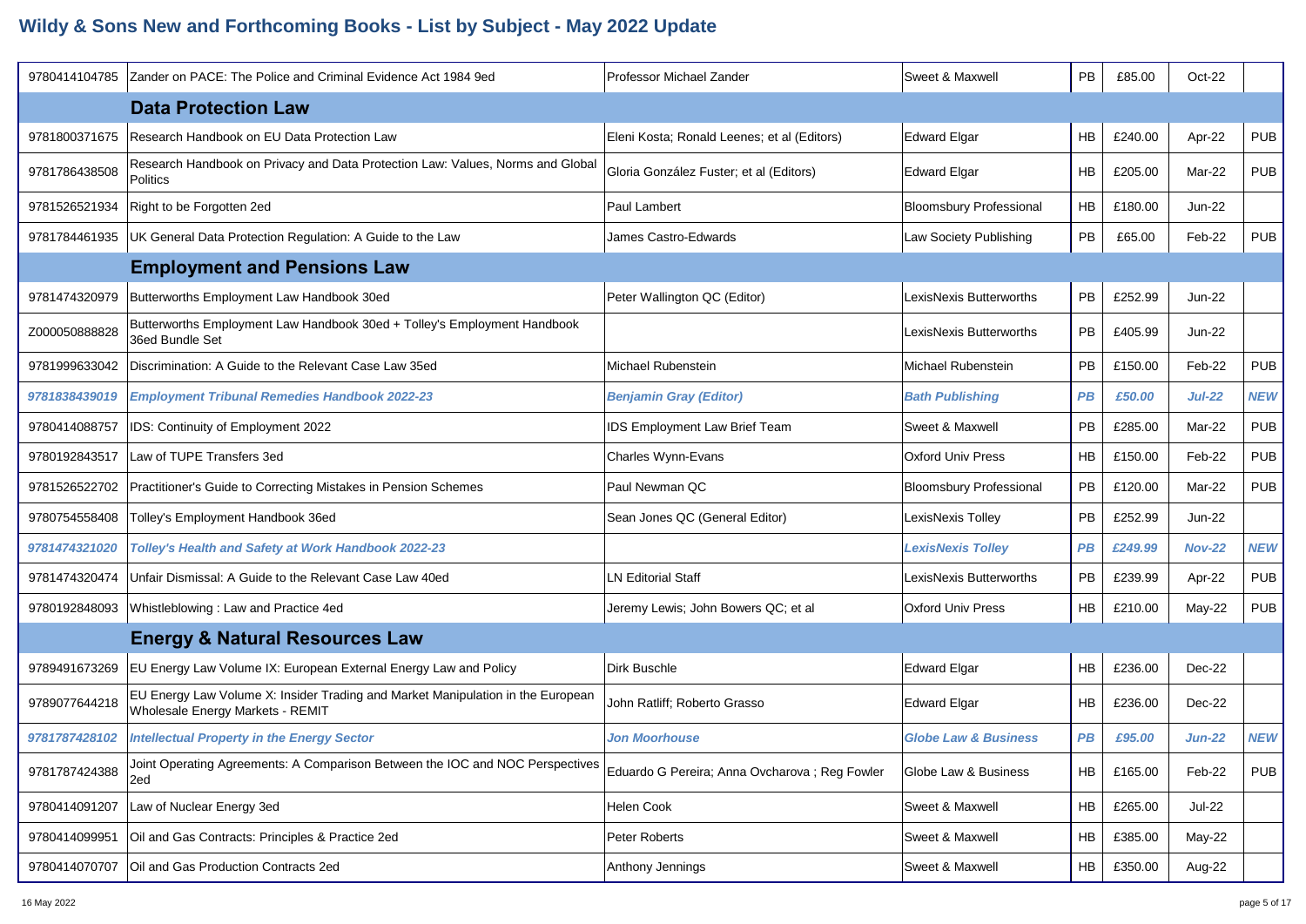# Wildy & Sons New and Forthcoming Books - List by Subject - May 2022 Update

| ISBN | Title | Author | Publisher | Format | Price | Date | Status |
|---|---|---|---|---|---|---|---|
| 9780414104785 | Zander on PACE: The Police and Criminal Evidence Act 1984 9ed | Professor Michael Zander | Sweet & Maxwell | PB | £85.00 | Oct-22 | |
| | **Data Protection Law** | | | | | | |
| 9781800371675 | Research Handbook on EU Data Protection Law | Eleni Kosta; Ronald Leenes; et al (Editors) | Edward Elgar | HB | £240.00 | Apr-22 | PUB |
| 9781786438508 | Research Handbook on Privacy and Data Protection Law: Values, Norms and Global Politics | Gloria González Fuster; et al (Editors) | Edward Elgar | HB | £205.00 | Mar-22 | PUB |
| 9781526521934 | Right to be Forgotten 2ed | Paul Lambert | Bloomsbury Professional | HB | £180.00 | Jun-22 | |
| 9781784461935 | UK General Data Protection Regulation: A Guide to the Law | James Castro-Edwards | Law Society Publishing | PB | £65.00 | Feb-22 | PUB |
| | **Employment and Pensions Law** | | | | | | |
| 9781474320979 | Butterworths Employment Law Handbook 30ed | Peter Wallington QC (Editor) | LexisNexis Butterworths | PB | £252.99 | Jun-22 | |
| Z000050888828 | Butterworths Employment Law Handbook 30ed + Tolley's Employment Handbook 36ed Bundle Set | | LexisNexis Butterworths | PB | £405.99 | Jun-22 | |
| 9781999633042 | Discrimination: A Guide to the Relevant Case Law 35ed | Michael Rubenstein | Michael Rubenstein | PB | £150.00 | Feb-22 | PUB |
| ***9781838439019*** | ***Employment Tribunal Remedies Handbook 2022-23*** | ***Benjamin Gray (Editor)*** | ***Bath Publishing*** | ***PB*** | ***£50.00*** | ***Jul-22*** | ***NEW*** |
| 9780414088757 | IDS: Continuity of Employment 2022 | IDS Employment Law Brief Team | Sweet & Maxwell | PB | £285.00 | Mar-22 | PUB |
| 9780192843517 | Law of TUPE Transfers 3ed | Charles Wynn-Evans | Oxford Univ Press | HB | £150.00 | Feb-22 | PUB |
| 9781526522702 | Practitioner's Guide to Correcting Mistakes in Pension Schemes | Paul Newman QC | Bloomsbury Professional | PB | £120.00 | Mar-22 | PUB |
| 9780754558408 | Tolley's Employment Handbook 36ed | Sean Jones QC (General Editor) | LexisNexis Tolley | PB | £252.99 | Jun-22 | |
| ***9781474321020*** | ***Tolley's Health and Safety at Work Handbook 2022-23*** | | ***LexisNexis Tolley*** | ***PB*** | ***£249.99*** | ***Nov-22*** | ***NEW*** |
| 9781474320474 | Unfair Dismissal: A Guide to the Relevant Case Law 40ed | LN Editorial Staff | LexisNexis Butterworths | PB | £239.99 | Apr-22 | PUB |
| 9780192848093 | Whistleblowing : Law and Practice 4ed | Jeremy Lewis; John Bowers QC; et al | Oxford Univ Press | HB | £210.00 | May-22 | PUB |
| | **Energy & Natural Resources Law** | | | | | | |
| 9789491673269 | EU Energy Law Volume IX: European External Energy Law and Policy | Dirk Buschle | Edward Elgar | HB | £236.00 | Dec-22 | |
| 9789077644218 | EU Energy Law Volume X: Insider Trading and Market Manipulation in the European Wholesale Energy Markets - REMIT | John Ratliff; Roberto Grasso | Edward Elgar | HB | £236.00 | Dec-22 | |
| ***9781787428102*** | ***Intellectual Property in the Energy Sector*** | ***Jon Moorhouse*** | ***Globe Law & Business*** | ***PB*** | ***£95.00*** | ***Jun-22*** | ***NEW*** |
| 9781787424388 | Joint Operating Agreements: A Comparison Between the IOC and NOC Perspectives 2ed | Eduardo G Pereira; Anna Ovcharova ; Reg Fowler | Globe Law & Business | HB | £165.00 | Feb-22 | PUB |
| 9780414091207 | Law of Nuclear Energy 3ed | Helen Cook | Sweet & Maxwell | HB | £265.00 | Jul-22 | |
| 9780414099951 | Oil and Gas Contracts: Principles & Practice 2ed | Peter Roberts | Sweet & Maxwell | HB | £385.00 | May-22 | |
| 9780414070707 | Oil and Gas Production Contracts 2ed | Anthony Jennings | Sweet & Maxwell | HB | £350.00 | Aug-22 | |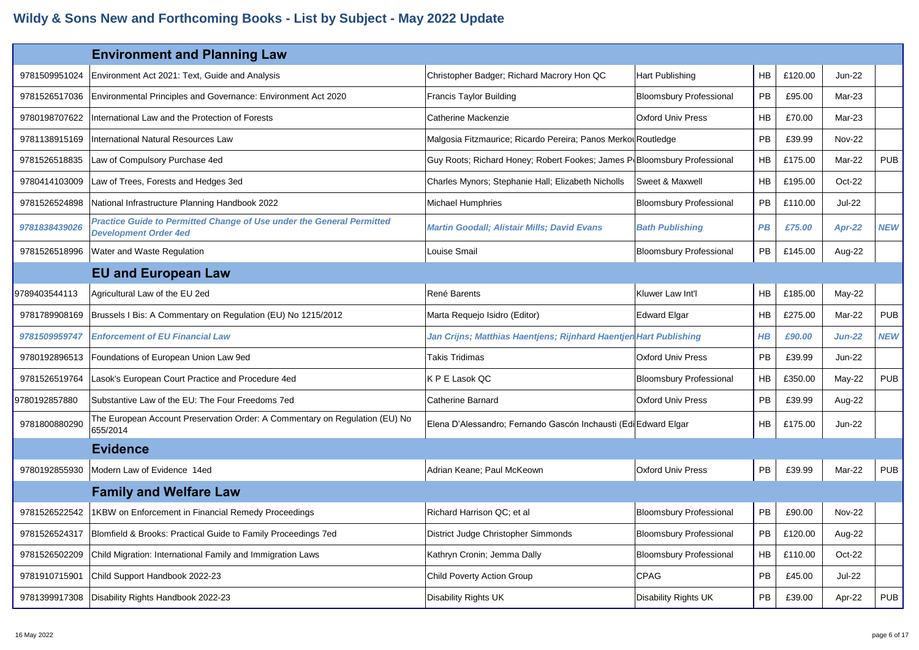# Wildy & Sons New and Forthcoming Books - List by Subject - May 2022 Update

| | Environment and Planning Law | | | | | | |
|---|---|---|---|---|---|---|---|
| 9781509951024 | Environment Act 2021: Text, Guide and Analysis | Christopher Badger; Richard Macrory Hon QC | Hart Publishing | HB | £120.00 | Jun-22 | |
| 9781526517036 | Environmental Principles and Governance: Environment Act 2020 | Francis Taylor Building | Bloomsbury Professional | PB | £95.00 | Mar-23 | |
| 9780198707622 | International Law and the Protection of Forests | Catherine Mackenzie | Oxford Univ Press | HB | £70.00 | Mar-23 | |
| 9781138915169 | International Natural Resources Law | Malgosia Fitzmaurice; Ricardo Pereira; Panos Merkou | Routledge | PB | £39.99 | Nov-22 | |
| 9781526518835 | Law of Compulsory Purchase 4ed | Guy Roots; Richard Honey; Robert Fookes; James P | Bloomsbury Professional | HB | £175.00 | Mar-22 | PUB |
| 9780414103009 | Law of Trees, Forests and Hedges 3ed | Charles Mynors; Stephanie Hall; Elizabeth Nicholls | Sweet & Maxwell | HB | £195.00 | Oct-22 | |
| 9781526524898 | National Infrastructure Planning Handbook 2022 | Michael Humphries | Bloomsbury Professional | PB | £110.00 | Jul-22 | |
| ***9781838439026*** | ***Practice Guide to Permitted Change of Use under the General Permitted Development Order 4ed*** | ***Martin Goodall; Alistair Mills; David Evans*** | ***Bath Publishing*** | ***PB*** | ***£75.00*** | ***Apr-22*** | ***NEW*** |
| 9781526518996 | Water and Waste Regulation | Louise Smail | Bloomsbury Professional | PB | £145.00 | Aug-22 | |
| | **EU and European Law** | | | | | | |
| 9789403544113 | Agricultural Law of the EU 2ed | René Barents | Kluwer Law Int'l | HB | £185.00 | May-22 | |
| 9781789908169 | Brussels I Bis: A Commentary on Regulation (EU) No 1215/2012 | Marta Requejo Isidro (Editor) | Edward Elgar | HB | £275.00 | Mar-22 | PUB |
| ***9781509959747*** | ***Enforcement of EU Financial Law*** | ***Jan Crijns; Matthias Haentjens; Rijnhard Haentjen*** | ***Hart Publishing*** | ***HB*** | ***£90.00*** | ***Jun-22*** | ***NEW*** |
| 9780192896513 | Foundations of European Union Law 9ed | Takis Tridimas | Oxford Univ Press | PB | £39.99 | Jun-22 | |
| 9781526519764 | Lasok's European Court Practice and Procedure 4ed | K P E Lasok QC | Bloomsbury Professional | HB | £350.00 | May-22 | PUB |
| 9780192857880 | Substantive Law of the EU: The Four Freedoms 7ed | Catherine Barnard | Oxford Univ Press | PB | £39.99 | Aug-22 | |
| 9781800880290 | The European Account Preservation Order: A Commentary on Regulation (EU) No 655/2014 | Elena D'Alessandro; Fernando Gascón Inchausti (Edi | Edward Elgar | HB | £175.00 | Jun-22 | |
| | **Evidence** | | | | | | |
| 9780192855930 | Modern Law of Evidence 14ed | Adrian Keane; Paul McKeown | Oxford Univ Press | PB | £39.99 | Mar-22 | PUB |
| | **Family and Welfare Law** | | | | | | |
| 9781526522542 | 1KBW on Enforcement in Financial Remedy Proceedings | Richard Harrison QC; et al | Bloomsbury Professional | PB | £90.00 | Nov-22 | |
| 9781526524317 | Blomfield & Brooks: Practical Guide to Family Proceedings 7ed | District Judge Christopher Simmonds | Bloomsbury Professional | PB | £120.00 | Aug-22 | |
| 9781526502209 | Child Migration: International Family and Immigration Laws | Kathryn Cronin; Jemma Dally | Bloomsbury Professional | HB | £110.00 | Oct-22 | |
| 9781910715901 | Child Support Handbook 2022-23 | Child Poverty Action Group | CPAG | PB | £45.00 | Jul-22 | |
| 9781399917308 | Disability Rights Handbook 2022-23 | Disability Rights UK | Disability Rights UK | PB | £39.00 | Apr-22 | PUB |

16 May 2022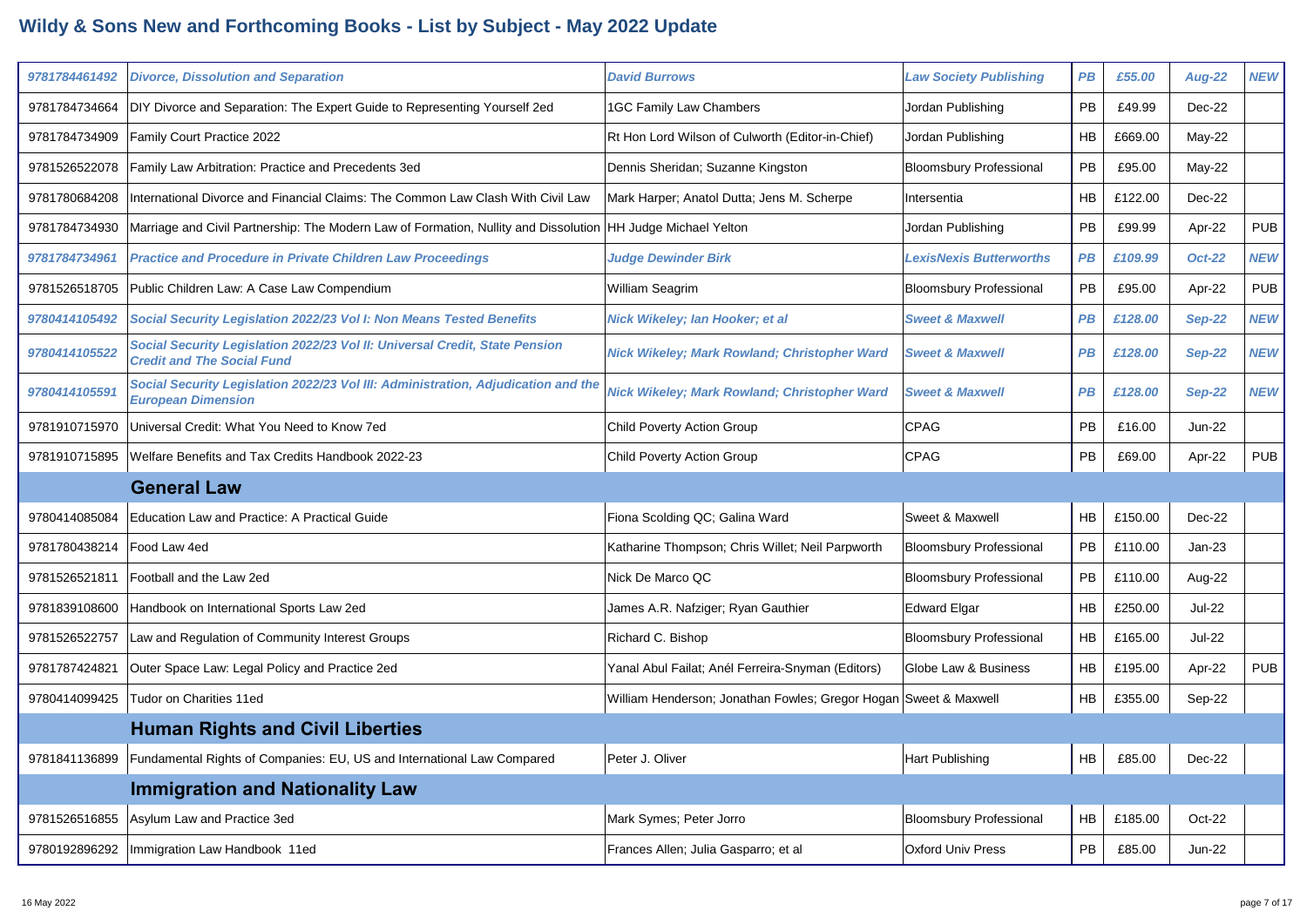# Wildy & Sons New and Forthcoming Books - List by Subject - May 2022 Update

| ISBN | Title | Author | Publisher | Binding | Price | Date | Status |
|---|---|---|---|---|---|---|---|
| *9781784461492* | ***Divorce, Dissolution and Separation*** | ***David Burrows*** | ***Law Society Publishing*** | ***PB*** | ***£55.00*** | ***Aug-22*** | ***NEW*** |
| 9781784734664 | DIY Divorce and Separation: The Expert Guide to Representing Yourself 2ed | 1GC Family Law Chambers | Jordan Publishing | PB | £49.99 | Dec-22 | |
| 9781784734909 | Family Court Practice 2022 | Rt Hon Lord Wilson of Culworth (Editor-in-Chief) | Jordan Publishing | HB | £669.00 | May-22 | |
| 9781526522078 | Family Law Arbitration: Practice and Precedents 3ed | Dennis Sheridan; Suzanne Kingston | Bloomsbury Professional | PB | £95.00 | May-22 | |
| 9781780684208 | International Divorce and Financial Claims: The Common Law Clash With Civil Law | Mark Harper; Anatol Dutta; Jens M. Scherpe | Intersentia | HB | £122.00 | Dec-22 | |
| 9781784734930 | Marriage and Civil Partnership: The Modern Law of Formation, Nullity and Dissolution | HH Judge Michael Yelton | Jordan Publishing | PB | £99.99 | Apr-22 | PUB |
| *9781784734961* | ***Practice and Procedure in Private Children Law Proceedings*** | ***Judge Dewinder Birk*** | ***LexisNexis Butterworths*** | ***PB*** | ***£109.99*** | ***Oct-22*** | ***NEW*** |
| 9781526518705 | Public Children Law: A Case Law Compendium | William Seagrim | Bloomsbury Professional | PB | £95.00 | Apr-22 | PUB |
| *9780414105492* | ***Social Security Legislation 2022/23 Vol I: Non Means Tested Benefits*** | ***Nick Wikeley; Ian Hooker; et al*** | ***Sweet & Maxwell*** | ***PB*** | ***£128.00*** | ***Sep-22*** | ***NEW*** |
| *9780414105522* | ***Social Security Legislation 2022/23 Vol II: Universal Credit, State Pension Credit and The Social Fund*** | ***Nick Wikeley; Mark Rowland; Christopher Ward*** | ***Sweet & Maxwell*** | ***PB*** | ***£128.00*** | ***Sep-22*** | ***NEW*** |
| *9780414105591* | ***Social Security Legislation 2022/23 Vol III: Administration, Adjudication and the European Dimension*** | ***Nick Wikeley; Mark Rowland; Christopher Ward*** | ***Sweet & Maxwell*** | ***PB*** | ***£128.00*** | ***Sep-22*** | ***NEW*** |
| 9781910715970 | Universal Credit: What You Need to Know 7ed | Child Poverty Action Group | CPAG | PB | £16.00 | Jun-22 | |
| 9781910715895 | Welfare Benefits and Tax Credits Handbook 2022-23 | Child Poverty Action Group | CPAG | PB | £69.00 | Apr-22 | PUB |
| | **General Law** | | | | | | |
| 9780414085084 | Education Law and Practice: A Practical Guide | Fiona Scolding QC; Galina Ward | Sweet & Maxwell | HB | £150.00 | Dec-22 | |
| 9781780438214 | Food Law 4ed | Katharine Thompson; Chris Willet; Neil Parpworth | Bloomsbury Professional | PB | £110.00 | Jan-23 | |
| 9781526521811 | Football and the Law 2ed | Nick De Marco QC | Bloomsbury Professional | PB | £110.00 | Aug-22 | |
| 9781839108600 | Handbook on International Sports Law 2ed | James A.R. Nafziger; Ryan Gauthier | Edward Elgar | HB | £250.00 | Jul-22 | |
| 9781526522757 | Law and Regulation of Community Interest Groups | Richard C. Bishop | Bloomsbury Professional | HB | £165.00 | Jul-22 | |
| 9781787424821 | Outer Space Law: Legal Policy and Practice 2ed | Yanal Abul Failat; Anél Ferreira-Snyman (Editors) | Globe Law & Business | HB | £195.00 | Apr-22 | PUB |
| 9780414099425 | Tudor on Charities 11ed | William Henderson; Jonathan Fowles; Gregor Hogan | Sweet & Maxwell | HB | £355.00 | Sep-22 | |
| | **Human Rights and Civil Liberties** | | | | | | |
| 9781841136899 | Fundamental Rights of Companies: EU, US and International Law Compared | Peter J. Oliver | Hart Publishing | HB | £85.00 | Dec-22 | |
| | **Immigration and Nationality Law** | | | | | | |
| 9781526516855 | Asylum Law and Practice 3ed | Mark Symes; Peter Jorro | Bloomsbury Professional | HB | £185.00 | Oct-22 | |
| 9780192896292 | Immigration Law Handbook 11ed | Frances Allen; Julia Gasparro; et al | Oxford Univ Press | PB | £85.00 | Jun-22 | |

16 May 2022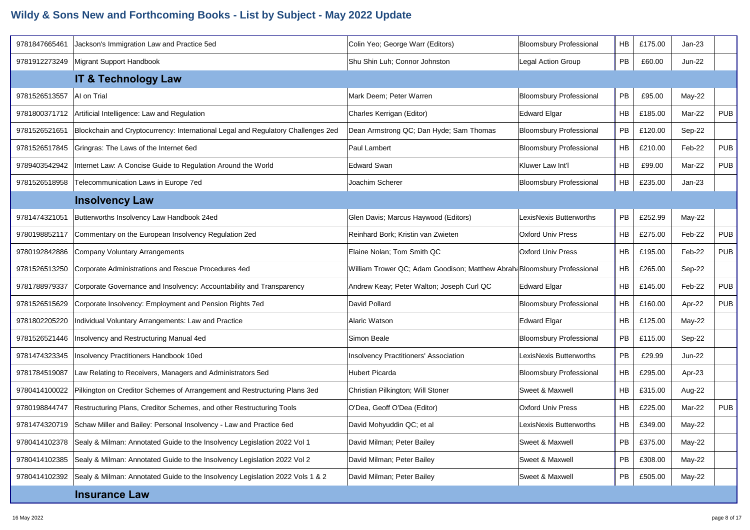# Wildy & Sons New and Forthcoming Books - List by Subject - May 2022 Update

| ISBN | Title | Author | Publisher | Binding | Price | Date | Status |
|---|---|---|---|---|---|---|---|
| 9781847665461 | Jackson's Immigration Law and Practice 5ed | Colin Yeo; George Warr (Editors) | Bloomsbury Professional | HB | £175.00 | Jan-23 | |
| 9781912273249 | Migrant Support Handbook | Shu Shin Luh; Connor Johnston | Legal Action Group | PB | £60.00 | Jun-22 | |
| | **IT & Technology Law** | | | | | | |
| 9781526513557 | AI on Trial | Mark Deem; Peter Warren | Bloomsbury Professional | PB | £95.00 | May-22 | |
| 9781800371712 | Artificial Intelligence: Law and Regulation | Charles Kerrigan (Editor) | Edward Elgar | HB | £185.00 | Mar-22 | PUB |
| 9781526521651 | Blockchain and Cryptocurrency: International Legal and Regulatory Challenges 2ed | Dean Armstrong QC; Dan Hyde; Sam Thomas | Bloomsbury Professional | PB | £120.00 | Sep-22 | |
| 9781526517845 | Gringras: The Laws of the Internet 6ed | Paul Lambert | Bloomsbury Professional | HB | £210.00 | Feb-22 | PUB |
| 9789403542942 | Internet Law: A Concise Guide to Regulation Around the World | Edward Swan | Kluwer Law Int'l | HB | £99.00 | Mar-22 | PUB |
| 9781526518958 | Telecommunication Laws in Europe 7ed | Joachim Scherer | Bloomsbury Professional | HB | £235.00 | Jan-23 | |
| | **Insolvency Law** | | | | | | |
| 9781474321051 | Butterworths Insolvency Law Handbook 24ed | Glen Davis; Marcus Haywood (Editors) | LexisNexis Butterworths | PB | £252.99 | May-22 | |
| 9780198852117 | Commentary on the European Insolvency Regulation 2ed | Reinhard Bork; Kristin van Zwieten | Oxford Univ Press | HB | £275.00 | Feb-22 | PUB |
| 9780192842886 | Company Voluntary Arrangements | Elaine Nolan; Tom Smith QC | Oxford Univ Press | HB | £195.00 | Feb-22 | PUB |
| 9781526513250 | Corporate Administrations and Rescue Procedures 4ed | William Trower QC; Adam Goodison; Matthew Abrah | Bloomsbury Professional | HB | £265.00 | Sep-22 | |
| 9781788979337 | Corporate Governance and Insolvency: Accountability and Transparency | Andrew Keay; Peter Walton; Joseph Curl QC | Edward Elgar | HB | £145.00 | Feb-22 | PUB |
| 9781526515629 | Corporate Insolvency: Employment and Pension Rights 7ed | David Pollard | Bloomsbury Professional | HB | £160.00 | Apr-22 | PUB |
| 9781802205220 | Individual Voluntary Arrangements: Law and Practice | Alaric Watson | Edward Elgar | HB | £125.00 | May-22 | |
| 9781526521446 | Insolvency and Restructuring Manual 4ed | Simon Beale | Bloomsbury Professional | PB | £115.00 | Sep-22 | |
| 9781474323345 | Insolvency Practitioners Handbook 10ed | Insolvency Practitioners' Association | LexisNexis Butterworths | PB | £29.99 | Jun-22 | |
| 9781784519087 | Law Relating to Receivers, Managers and Administrators 5ed | Hubert Picarda | Bloomsbury Professional | HB | £295.00 | Apr-23 | |
| 9780414100022 | Pilkington on Creditor Schemes of Arrangement and Restructuring Plans 3ed | Christian Pilkington; Will Stoner | Sweet & Maxwell | HB | £315.00 | Aug-22 | |
| 9780198844747 | Restructuring Plans, Creditor Schemes, and other Restructuring Tools | O'Dea, Geoff O'Dea (Editor) | Oxford Univ Press | HB | £225.00 | Mar-22 | PUB |
| 9781474320719 | Schaw Miller and Bailey: Personal Insolvency - Law and Practice 6ed | David Mohyuddin QC; et al | LexisNexis Butterworths | HB | £349.00 | May-22 | |
| 9780414102378 | Sealy & Milman: Annotated Guide to the Insolvency Legislation 2022 Vol 1 | David Milman; Peter Bailey | Sweet & Maxwell | PB | £375.00 | May-22 | |
| 9780414102385 | Sealy & Milman: Annotated Guide to the Insolvency Legislation 2022 Vol 2 | David Milman; Peter Bailey | Sweet & Maxwell | PB | £308.00 | May-22 | |
| 9780414102392 | Sealy & Milman: Annotated Guide to the Insolvency Legislation 2022 Vols 1 & 2 | David Milman; Peter Bailey | Sweet & Maxwell | PB | £505.00 | May-22 | |
| | **Insurance Law** | | | | | | |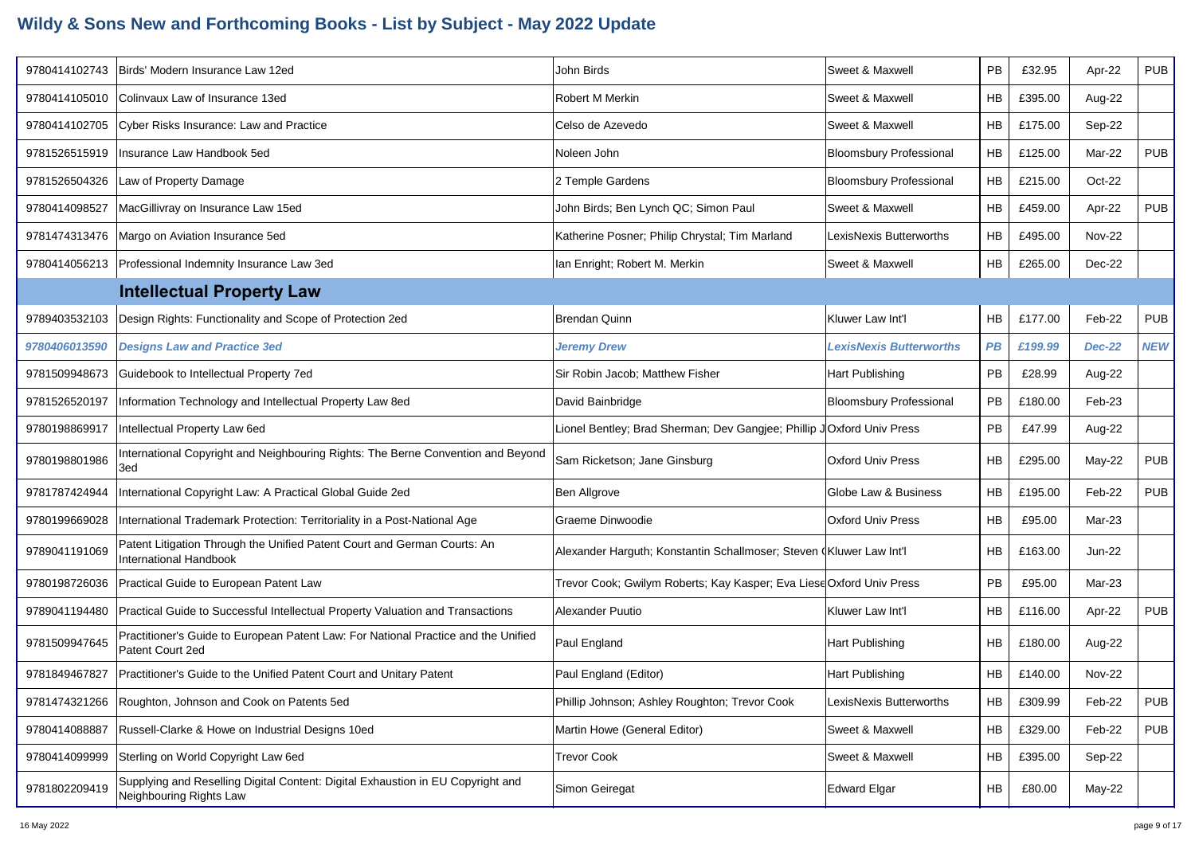# Wildy & Sons New and Forthcoming Books - List by Subject - May 2022 Update

| ISBN | Title | Author | Publisher | Binding | Price | Date | Status |
|---|---|---|---|---|---|---|---|
| 9780414102743 | Birds' Modern Insurance Law 12ed | John Birds | Sweet & Maxwell | PB | £32.95 | Apr-22 | PUB |
| 9780414105010 | Colinvaux Law of Insurance 13ed | Robert M Merkin | Sweet & Maxwell | HB | £395.00 | Aug-22 | |
| 9780414102705 | Cyber Risks Insurance: Law and Practice | Celso de Azevedo | Sweet & Maxwell | HB | £175.00 | Sep-22 | |
| 9781526515919 | Insurance Law Handbook 5ed | Noleen John | Bloomsbury Professional | HB | £125.00 | Mar-22 | PUB |
| 9781526504326 | Law of Property Damage | 2 Temple Gardens | Bloomsbury Professional | HB | £215.00 | Oct-22 | |
| 9780414098527 | MacGillivray on Insurance Law 15ed | John Birds; Ben Lynch QC; Simon Paul | Sweet & Maxwell | HB | £459.00 | Apr-22 | PUB |
| 9781474313476 | Margo on Aviation Insurance 5ed | Katherine Posner; Philip Chrystal; Tim Marland | LexisNexis Butterworths | HB | £495.00 | Nov-22 | |
| 9780414056213 | Professional Indemnity Insurance Law 3ed | Ian Enright; Robert M. Merkin | Sweet & Maxwell | HB | £265.00 | Dec-22 | |
| | **Intellectual Property Law** | | | | | | |
| 9789403532103 | Design Rights: Functionality and Scope of Protection 2ed | Brendan Quinn | Kluwer Law Int'l | HB | £177.00 | Feb-22 | PUB |
| ***9780406013590*** | ***Designs Law and Practice 3ed*** | ***Jeremy Drew*** | ***LexisNexis Butterworths*** | ***PB*** | ***£199.99*** | ***Dec-22*** | ***NEW*** |
| 9781509948673 | Guidebook to Intellectual Property 7ed | Sir Robin Jacob; Matthew Fisher | Hart Publishing | PB | £28.99 | Aug-22 | |
| 9781526520197 | Information Technology and Intellectual Property Law 8ed | David Bainbridge | Bloomsbury Professional | PB | £180.00 | Feb-23 | |
| 9780198869917 | Intellectual Property Law 6ed | Lionel Bentley; Brad Sherman; Dev Gangjee; Phillip J | Oxford Univ Press | PB | £47.99 | Aug-22 | |
| 9780198801986 | International Copyright and Neighbouring Rights: The Berne Convention and Beyond 3ed | Sam Ricketson; Jane Ginsburg | Oxford Univ Press | HB | £295.00 | May-22 | PUB |
| 9781787424944 | International Copyright Law: A Practical Global Guide 2ed | Ben Allgrove | Globe Law & Business | HB | £195.00 | Feb-22 | PUB |
| 9780199669028 | International Trademark Protection: Territoriality in a Post-National Age | Graeme Dinwoodie | Oxford Univ Press | HB | £95.00 | Mar-23 | |
| 9789041191069 | Patent Litigation Through the Unified Patent Court and German Courts: An International Handbook | Alexander Harguth; Konstantin Schallmoser; Steven ( | Kluwer Law Int'l | HB | £163.00 | Jun-22 | |
| 9780198726036 | Practical Guide to European Patent Law | Trevor Cook; Gwilym Roberts; Kay Kasper; Eva Liese | Oxford Univ Press | PB | £95.00 | Mar-23 | |
| 9789041194480 | Practical Guide to Successful Intellectual Property Valuation and Transactions | Alexander Puutio | Kluwer Law Int'l | HB | £116.00 | Apr-22 | PUB |
| 9781509947645 | Practitioner's Guide to European Patent Law: For National Practice and the Unified Patent Court 2ed | Paul England | Hart Publishing | HB | £180.00 | Aug-22 | |
| 9781849467827 | Practitioner's Guide to the Unified Patent Court and Unitary Patent | Paul England (Editor) | Hart Publishing | HB | £140.00 | Nov-22 | |
| 9781474321266 | Roughton, Johnson and Cook on Patents 5ed | Phillip Johnson; Ashley Roughton; Trevor Cook | LexisNexis Butterworths | HB | £309.99 | Feb-22 | PUB |
| 9780414088887 | Russell-Clarke & Howe on Industrial Designs 10ed | Martin Howe (General Editor) | Sweet & Maxwell | HB | £329.00 | Feb-22 | PUB |
| 9780414099999 | Sterling on World Copyright Law 6ed | Trevor Cook | Sweet & Maxwell | HB | £395.00 | Sep-22 | |
| 9781802209419 | Supplying and Reselling Digital Content: Digital Exhaustion in EU Copyright and Neighbouring Rights Law | Simon Geiregat | Edward Elgar | HB | £80.00 | May-22 | |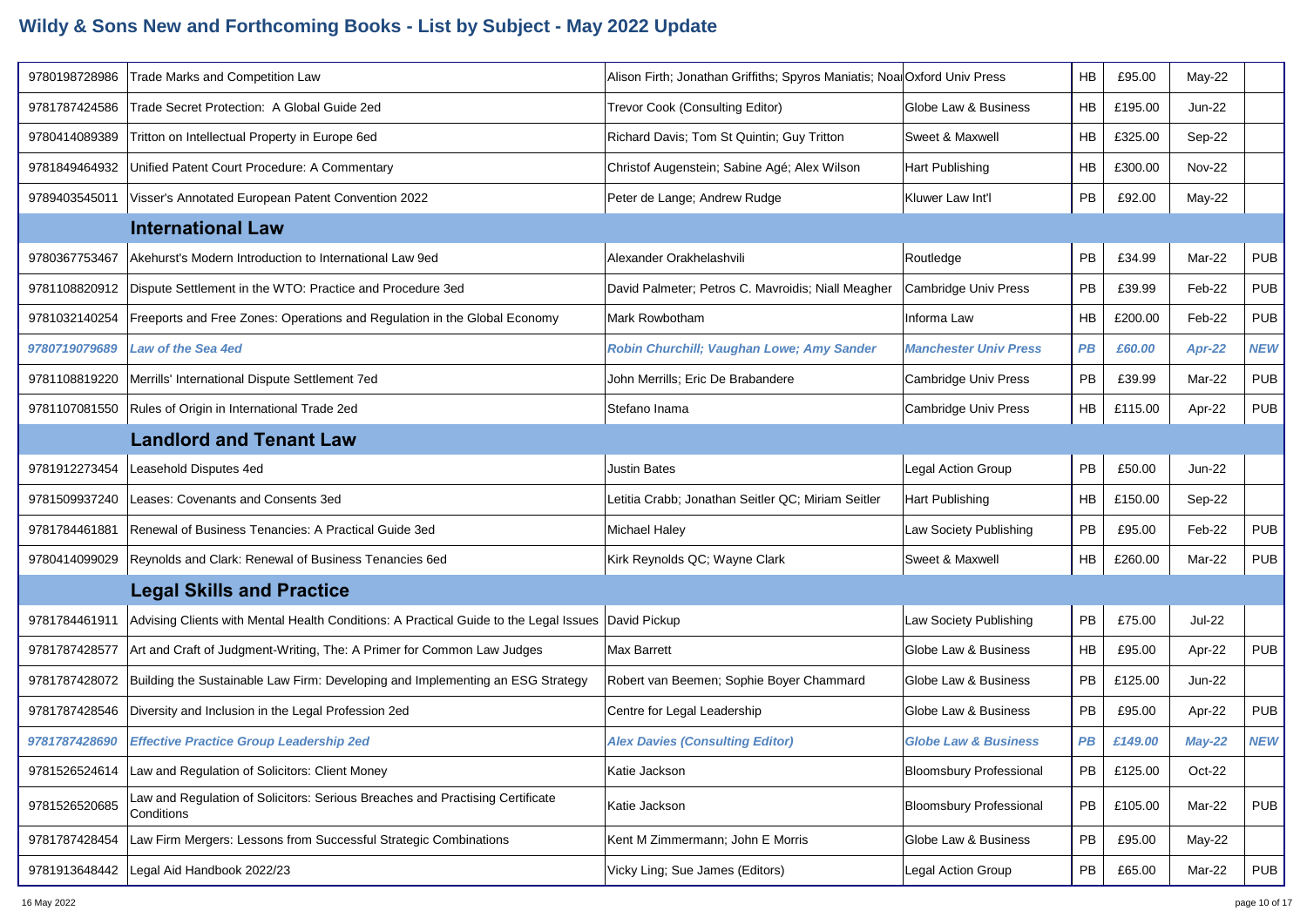# Wildy & Sons New and Forthcoming Books - List by Subject - May 2022 Update

| ISBN | Title | Author | Publisher | Binding | Price | Date | Status |
|---|---|---|---|---|---|---|---|
| 9780198728986 | Trade Marks and Competition Law | Alison Firth; Jonathan Griffiths; Spyros Maniatis; Noa | Oxford Univ Press | HB | £95.00 | May-22 | |
| 9781787424586 | Trade Secret Protection: A Global Guide 2ed | Trevor Cook (Consulting Editor) | Globe Law & Business | HB | £195.00 | Jun-22 | |
| 9780414089389 | Tritton on Intellectual Property in Europe 6ed | Richard Davis; Tom St Quintin; Guy Tritton | Sweet & Maxwell | HB | £325.00 | Sep-22 | |
| 9781849464932 | Unified Patent Court Procedure: A Commentary | Christof Augenstein; Sabine Agé; Alex Wilson | Hart Publishing | HB | £300.00 | Nov-22 | |
| 9789403545011 | Visser's Annotated European Patent Convention 2022 | Peter de Lange; Andrew Rudge | Kluwer Law Int'l | PB | £92.00 | May-22 | |
| | **International Law** | | | | | | |
| 9780367753467 | Akehurst's Modern Introduction to International Law 9ed | Alexander Orakhelashvili | Routledge | PB | £34.99 | Mar-22 | PUB |
| 9781108820912 | Dispute Settlement in the WTO: Practice and Procedure 3ed | David Palmeter; Petros C. Mavroidis; Niall Meagher | Cambridge Univ Press | PB | £39.99 | Feb-22 | PUB |
| 9781032140254 | Freeports and Free Zones: Operations and Regulation in the Global Economy | Mark Rowbotham | Informa Law | HB | £200.00 | Feb-22 | PUB |
| ***9780719079689*** | ***Law of the Sea 4ed*** | ***Robin Churchill; Vaughan Lowe; Amy Sander*** | ***Manchester Univ Press*** | ***PB*** | ***£60.00*** | ***Apr-22*** | ***NEW*** |
| 9781108819220 | Merrills' International Dispute Settlement 7ed | John Merrills; Eric De Brabandere | Cambridge Univ Press | PB | £39.99 | Mar-22 | PUB |
| 9781107081550 | Rules of Origin in International Trade 2ed | Stefano Inama | Cambridge Univ Press | HB | £115.00 | Apr-22 | PUB |
| | **Landlord and Tenant Law** | | | | | | |
| 9781912273454 | Leasehold Disputes 4ed | Justin Bates | Legal Action Group | PB | £50.00 | Jun-22 | |
| 9781509937240 | Leases: Covenants and Consents 3ed | Letitia Crabb; Jonathan Seitler QC; Miriam Seitler | Hart Publishing | HB | £150.00 | Sep-22 | |
| 9781784461881 | Renewal of Business Tenancies: A Practical Guide 3ed | Michael Haley | Law Society Publishing | PB | £95.00 | Feb-22 | PUB |
| 9780414099029 | Reynolds and Clark: Renewal of Business Tenancies 6ed | Kirk Reynolds QC; Wayne Clark | Sweet & Maxwell | HB | £260.00 | Mar-22 | PUB |
| | **Legal Skills and Practice** | | | | | | |
| 9781784461911 | Advising Clients with Mental Health Conditions: A Practical Guide to the Legal Issues | David Pickup | Law Society Publishing | PB | £75.00 | Jul-22 | |
| 9781787428577 | Art and Craft of Judgment-Writing, The: A Primer for Common Law Judges | Max Barrett | Globe Law & Business | HB | £95.00 | Apr-22 | PUB |
| 9781787428072 | Building the Sustainable Law Firm: Developing and Implementing an ESG Strategy | Robert van Beemen; Sophie Boyer Chammard | Globe Law & Business | PB | £125.00 | Jun-22 | |
| 9781787428546 | Diversity and Inclusion in the Legal Profession 2ed | Centre for Legal Leadership | Globe Law & Business | PB | £95.00 | Apr-22 | PUB |
| ***9781787428690*** | ***Effective Practice Group Leadership 2ed*** | ***Alex Davies (Consulting Editor)*** | ***Globe Law & Business*** | ***PB*** | ***£149.00*** | ***May-22*** | ***NEW*** |
| 9781526524614 | Law and Regulation of Solicitors: Client Money | Katie Jackson | Bloomsbury Professional | PB | £125.00 | Oct-22 | |
| 9781526520685 | Law and Regulation of Solicitors: Serious Breaches and Practising Certificate Conditions | Katie Jackson | Bloomsbury Professional | PB | £105.00 | Mar-22 | PUB |
| 9781787428454 | Law Firm Mergers: Lessons from Successful Strategic Combinations | Kent M Zimmermann; John E Morris | Globe Law & Business | PB | £95.00 | May-22 | |
| 9781913648442 | Legal Aid Handbook 2022/23 | Vicky Ling; Sue James (Editors) | Legal Action Group | PB | £65.00 | Mar-22 | PUB |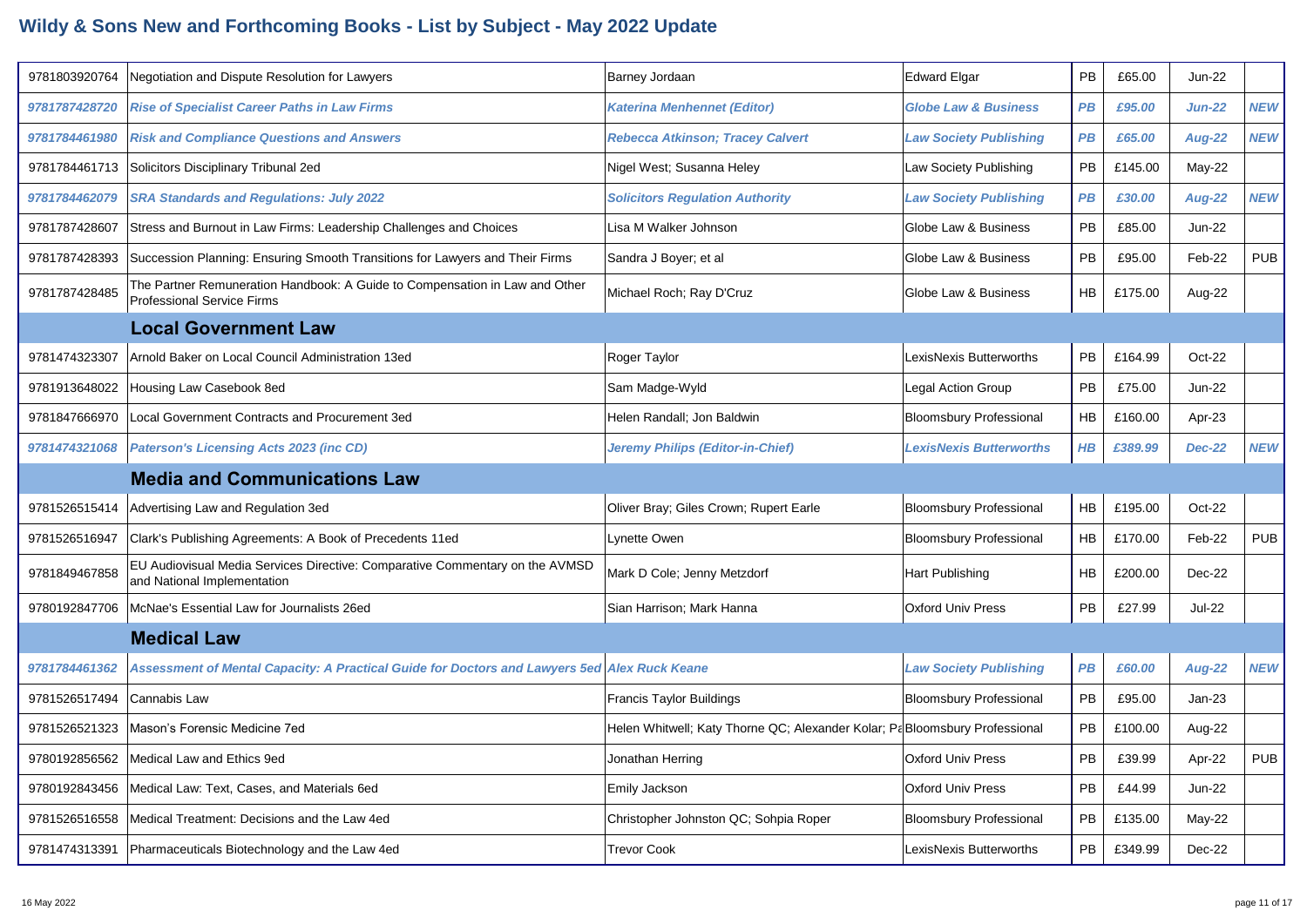# Wildy & Sons New and Forthcoming Books - List by Subject - May 2022 Update

| ISBN | Title | Author | Publisher | Format | Price | Date | Status |
|---|---|---|---|---|---|---|---|
| 9781803920764 | Negotiation and Dispute Resolution for Lawyers | Barney Jordaan | Edward Elgar | PB | £65.00 | Jun-22 | |
| ***9781787428720*** | ***Rise of Specialist Career Paths in Law Firms*** | ***Katerina Menhennet (Editor)*** | ***Globe Law & Business*** | ***PB*** | ***£95.00*** | ***Jun-22*** | ***NEW*** |
| ***9781784461980*** | ***Risk and Compliance Questions and Answers*** | ***Rebecca Atkinson; Tracey Calvert*** | ***Law Society Publishing*** | ***PB*** | ***£65.00*** | ***Aug-22*** | ***NEW*** |
| 9781784461713 | Solicitors Disciplinary Tribunal 2ed | Nigel West; Susanna Heley | Law Society Publishing | PB | £145.00 | May-22 | |
| ***9781784462079*** | ***SRA Standards and Regulations: July 2022*** | ***Solicitors Regulation Authority*** | ***Law Society Publishing*** | ***PB*** | ***£30.00*** | ***Aug-22*** | ***NEW*** |
| 9781787428607 | Stress and Burnout in Law Firms: Leadership Challenges and Choices | Lisa M Walker Johnson | Globe Law & Business | PB | £85.00 | Jun-22 | |
| 9781787428393 | Succession Planning: Ensuring Smooth Transitions for Lawyers and Their Firms | Sandra J Boyer; et al | Globe Law & Business | PB | £95.00 | Feb-22 | PUB |
| 9781787428485 | The Partner Remuneration Handbook: A Guide to Compensation in Law and Other Professional Service Firms | Michael Roch; Ray D'Cruz | Globe Law & Business | HB | £175.00 | Aug-22 | |
| | **Local Government Law** | | | | | | |
| 9781474323307 | Arnold Baker on Local Council Administration 13ed | Roger Taylor | LexisNexis Butterworths | PB | £164.99 | Oct-22 | |
| 9781913648022 | Housing Law Casebook 8ed | Sam Madge-Wyld | Legal Action Group | PB | £75.00 | Jun-22 | |
| 9781847666970 | Local Government Contracts and Procurement 3ed | Helen Randall; Jon Baldwin | Bloomsbury Professional | HB | £160.00 | Apr-23 | |
| ***9781474321068*** | ***Paterson's Licensing Acts 2023 (inc CD)*** | ***Jeremy Philips (Editor-in-Chief)*** | ***LexisNexis Butterworths*** | ***HB*** | ***£389.99*** | ***Dec-22*** | ***NEW*** |
| | **Media and Communications Law** | | | | | | |
| 9781526515414 | Advertising Law and Regulation 3ed | Oliver Bray; Giles Crown; Rupert Earle | Bloomsbury Professional | HB | £195.00 | Oct-22 | |
| 9781526516947 | Clark's Publishing Agreements: A Book of Precedents 11ed | Lynette Owen | Bloomsbury Professional | HB | £170.00 | Feb-22 | PUB |
| 9781849467858 | EU Audiovisual Media Services Directive: Comparative Commentary on the AVMSD and National Implementation | Mark D Cole; Jenny Metzdorf | Hart Publishing | HB | £200.00 | Dec-22 | |
| 9780192847706 | McNae's Essential Law for Journalists 26ed | Sian Harrison; Mark Hanna | Oxford Univ Press | PB | £27.99 | Jul-22 | |
| | **Medical Law** | | | | | | |
| ***9781784461362*** | ***Assessment of Mental Capacity: A Practical Guide for Doctors and Lawyers 5ed*** | ***Alex Ruck Keane*** | ***Law Society Publishing*** | ***PB*** | ***£60.00*** | ***Aug-22*** | ***NEW*** |
| 9781526517494 | Cannabis Law | Francis Taylor Buildings | Bloomsbury Professional | PB | £95.00 | Jan-23 | |
| 9781526521323 | Mason's Forensic Medicine 7ed | Helen Whitwell; Katy Thorne QC; Alexander Kolar; Pa | Bloomsbury Professional | PB | £100.00 | Aug-22 | |
| 9780192856562 | Medical Law and Ethics 9ed | Jonathan Herring | Oxford Univ Press | PB | £39.99 | Apr-22 | PUB |
| 9780192843456 | Medical Law: Text, Cases, and Materials 6ed | Emily Jackson | Oxford Univ Press | PB | £44.99 | Jun-22 | |
| 9781526516558 | Medical Treatment: Decisions and the Law 4ed | Christopher Johnston QC; Sohpia Roper | Bloomsbury Professional | PB | £135.00 | May-22 | |
| 9781474313391 | Pharmaceuticals Biotechnology and the Law 4ed | Trevor Cook | LexisNexis Butterworths | PB | £349.99 | Dec-22 | |

16 May 2022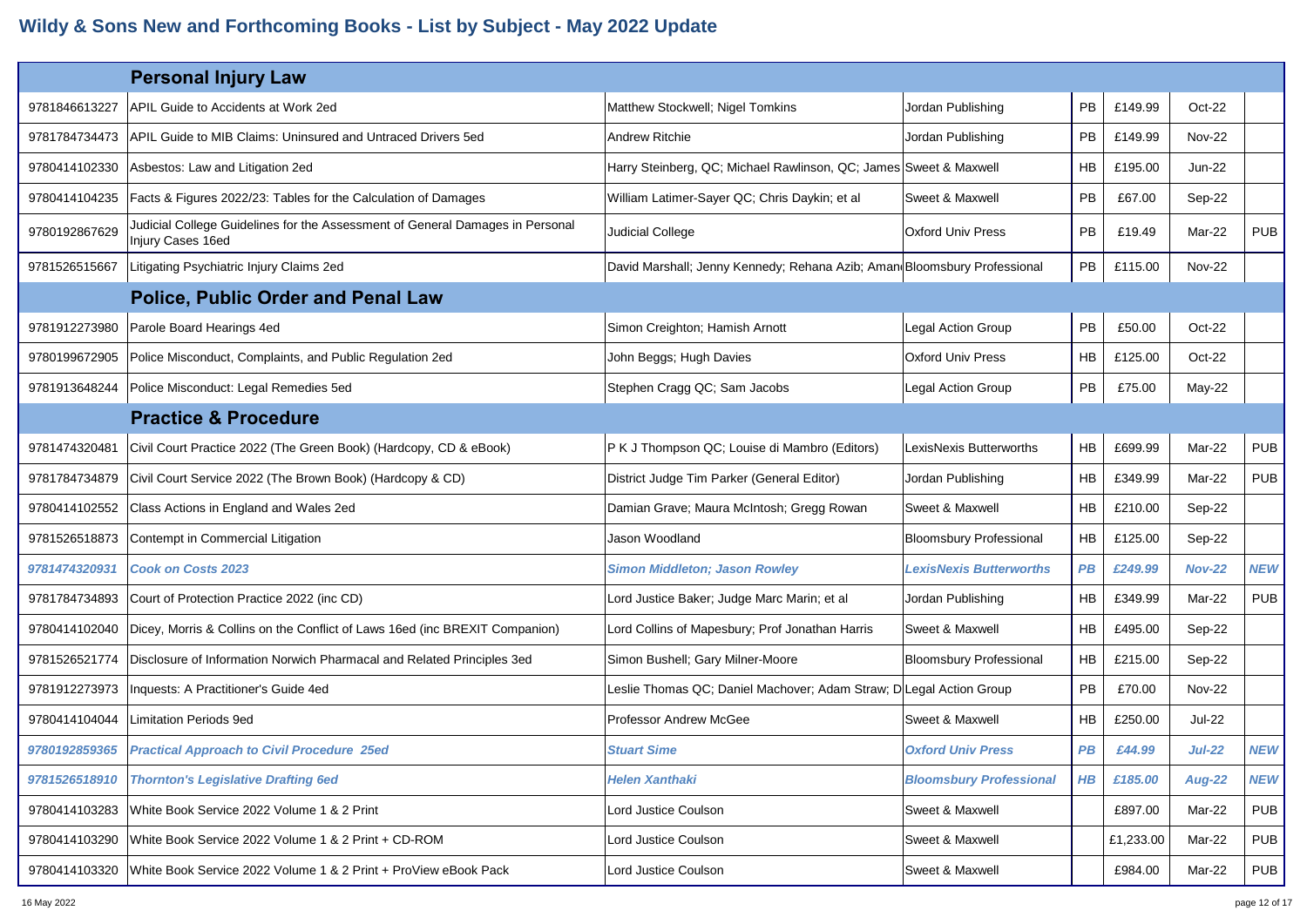# Wildy & Sons New and Forthcoming Books - List by Subject - May 2022 Update

| | **Personal Injury Law** | | | | | | |
|---|---|---|---|---|---|---|---|
| 9781846613227 | APIL Guide to Accidents at Work 2ed | Matthew Stockwell; Nigel Tomkins | Jordan Publishing | PB | £149.99 | Oct-22 | |
| 9781784734473 | APIL Guide to MIB Claims: Uninsured and Untraced Drivers 5ed | Andrew Ritchie | Jordan Publishing | PB | £149.99 | Nov-22 | |
| 9780414102330 | Asbestos: Law and Litigation 2ed | Harry Steinberg, QC; Michael Rawlinson, QC; James | Sweet & Maxwell | HB | £195.00 | Jun-22 | |
| 9780414104235 | Facts & Figures 2022/23: Tables for the Calculation of Damages | William Latimer-Sayer QC; Chris Daykin; et al | Sweet & Maxwell | PB | £67.00 | Sep-22 | |
| 9780192867629 | Judicial College Guidelines for the Assessment of General Damages in Personal Injury Cases 16ed | Judicial College | Oxford Univ Press | PB | £19.49 | Mar-22 | PUB |
| 9781526515667 | Litigating Psychiatric Injury Claims 2ed | David Marshall; Jenny Kennedy; Rehana Azib; Aman | Bloomsbury Professional | PB | £115.00 | Nov-22 | |
| | **Police, Public Order and Penal Law** | | | | | | |
| 9781912273980 | Parole Board Hearings 4ed | Simon Creighton; Hamish Arnott | Legal Action Group | PB | £50.00 | Oct-22 | |
| 9780199672905 | Police Misconduct, Complaints, and Public Regulation 2ed | John Beggs; Hugh Davies | Oxford Univ Press | HB | £125.00 | Oct-22 | |
| 9781913648244 | Police Misconduct: Legal Remedies 5ed | Stephen Cragg QC; Sam Jacobs | Legal Action Group | PB | £75.00 | May-22 | |
| | **Practice & Procedure** | | | | | | |
| 9781474320481 | Civil Court Practice 2022 (The Green Book) (Hardcopy, CD & eBook) | P K J Thompson QC; Louise di Mambro (Editors) | LexisNexis Butterworths | HB | £699.99 | Mar-22 | PUB |
| 9781784734879 | Civil Court Service 2022 (The Brown Book) (Hardcopy & CD) | District Judge Tim Parker (General Editor) | Jordan Publishing | HB | £349.99 | Mar-22 | PUB |
| 9780414102552 | Class Actions in England and Wales 2ed | Damian Grave; Maura McIntosh; Gregg Rowan | Sweet & Maxwell | HB | £210.00 | Sep-22 | |
| 9781526518873 | Contempt in Commercial Litigation | Jason Woodland | Bloomsbury Professional | HB | £125.00 | Sep-22 | |
| ***9781474320931*** | ***Cook on Costs 2023*** | ***Simon Middleton; Jason Rowley*** | ***LexisNexis Butterworths*** | ***PB*** | ***£249.99*** | ***Nov-22*** | ***NEW*** |
| 9781784734893 | Court of Protection Practice 2022 (inc CD) | Lord Justice Baker; Judge Marc Marin; et al | Jordan Publishing | HB | £349.99 | Mar-22 | PUB |
| 9780414102040 | Dicey, Morris & Collins on the Conflict of Laws 16ed (inc BREXIT Companion) | Lord Collins of Mapesbury; Prof Jonathan Harris | Sweet & Maxwell | HB | £495.00 | Sep-22 | |
| 9781526521774 | Disclosure of Information Norwich Pharmacal and Related Principles 3ed | Simon Bushell; Gary Milner-Moore | Bloomsbury Professional | HB | £215.00 | Sep-22 | |
| 9781912273973 | Inquests: A Practitioner's Guide 4ed | Leslie Thomas QC; Daniel Machover; Adam Straw; D | Legal Action Group | PB | £70.00 | Nov-22 | |
| 9780414104044 | Limitation Periods 9ed | Professor Andrew McGee | Sweet & Maxwell | HB | £250.00 | Jul-22 | |
| ***9780192859365*** | ***Practical Approach to Civil Procedure 25ed*** | ***Stuart Sime*** | ***Oxford Univ Press*** | ***PB*** | ***£44.99*** | ***Jul-22*** | ***NEW*** |
| ***9781526518910*** | ***Thornton's Legislative Drafting 6ed*** | ***Helen Xanthaki*** | ***Bloomsbury Professional*** | ***HB*** | ***£185.00*** | ***Aug-22*** | ***NEW*** |
| 9780414103283 | White Book Service 2022 Volume 1 & 2 Print | Lord Justice Coulson | Sweet & Maxwell | | £897.00 | Mar-22 | PUB |
| 9780414103290 | White Book Service 2022 Volume 1 & 2 Print + CD-ROM | Lord Justice Coulson | Sweet & Maxwell | | £1,233.00 | Mar-22 | PUB |
| 9780414103320 | White Book Service 2022 Volume 1 & 2 Print + ProView eBook Pack | Lord Justice Coulson | Sweet & Maxwell | | £984.00 | Mar-22 | PUB |

16 May 2022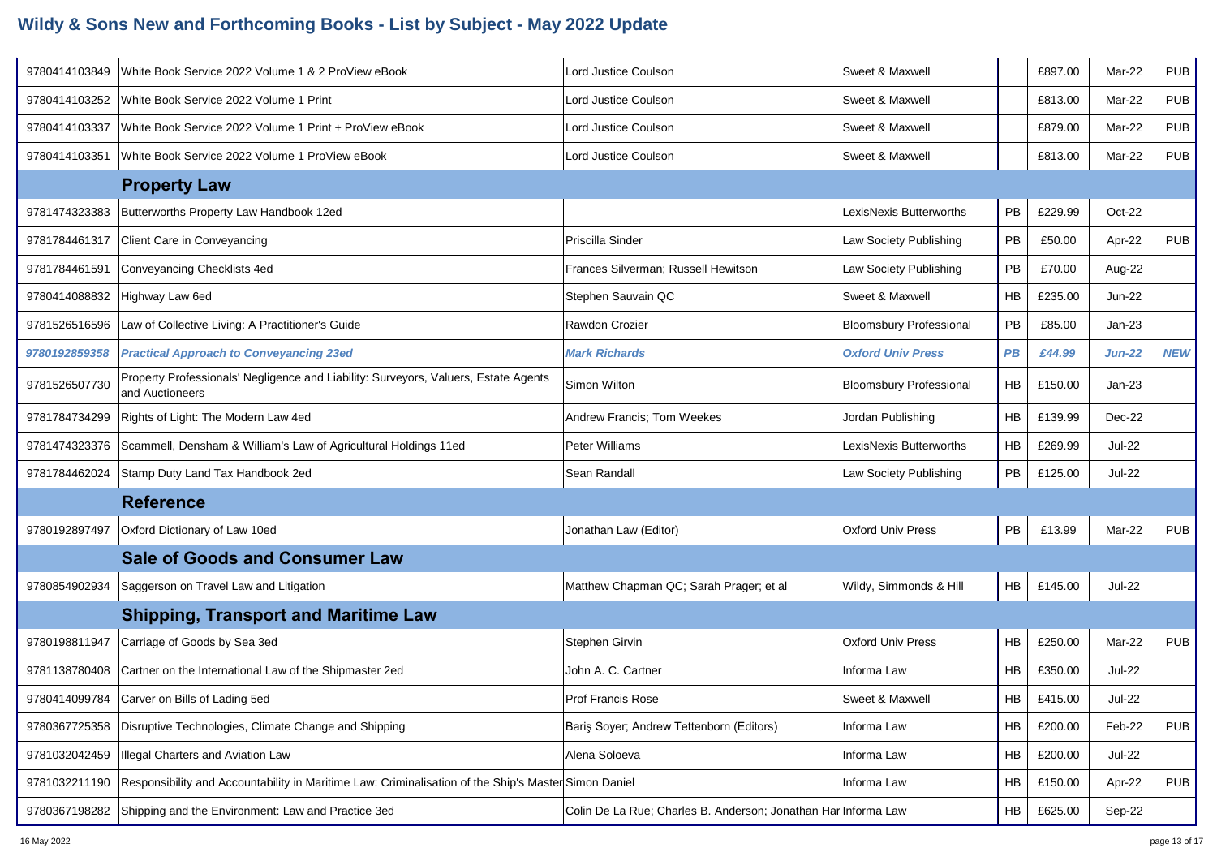# Wildy & Sons New and Forthcoming Books - List by Subject - May 2022 Update

| ISBN | Title | Author | Publisher | Format | Price | Date | Status |
|---|---|---|---|---|---|---|---|
| 9780414103849 | White Book Service 2022 Volume 1 & 2 ProView eBook | Lord Justice Coulson | Sweet & Maxwell | | £897.00 | Mar-22 | PUB |
| 9780414103252 | White Book Service 2022 Volume 1 Print | Lord Justice Coulson | Sweet & Maxwell | | £813.00 | Mar-22 | PUB |
| 9780414103337 | White Book Service 2022 Volume 1 Print + ProView eBook | Lord Justice Coulson | Sweet & Maxwell | | £879.00 | Mar-22 | PUB |
| 9780414103351 | White Book Service 2022 Volume 1 ProView eBook | Lord Justice Coulson | Sweet & Maxwell | | £813.00 | Mar-22 | PUB |
| | **Property Law** | | | | | | |
| 9781474323383 | Butterworths Property Law Handbook 12ed | | LexisNexis Butterworths | PB | £229.99 | Oct-22 | |
| 9781784461317 | Client Care in Conveyancing | Priscilla Sinder | Law Society Publishing | PB | £50.00 | Apr-22 | PUB |
| 9781784461591 | Conveyancing Checklists 4ed | Frances Silverman; Russell Hewitson | Law Society Publishing | PB | £70.00 | Aug-22 | |
| 9780414088832 | Highway Law 6ed | Stephen Sauvain QC | Sweet & Maxwell | HB | £235.00 | Jun-22 | |
| 9781526516596 | Law of Collective Living: A Practitioner's Guide | Rawdon Crozier | Bloomsbury Professional | PB | £85.00 | Jan-23 | |
| ***9780192859358*** | ***Practical Approach to Conveyancing 23ed*** | ***Mark Richards*** | ***Oxford Univ Press*** | ***PB*** | ***£44.99*** | ***Jun-22*** | ***NEW*** |
| 9781526507730 | Property Professionals' Negligence and Liability: Surveyors, Valuers, Estate Agents and Auctioneers | Simon Wilton | Bloomsbury Professional | HB | £150.00 | Jan-23 | |
| 9781784734299 | Rights of Light: The Modern Law 4ed | Andrew Francis; Tom Weekes | Jordan Publishing | HB | £139.99 | Dec-22 | |
| 9781474323376 | Scammell, Densham & William's Law of Agricultural Holdings 11ed | Peter Williams | LexisNexis Butterworths | HB | £269.99 | Jul-22 | |
| 9781784462024 | Stamp Duty Land Tax Handbook 2ed | Sean Randall | Law Society Publishing | PB | £125.00 | Jul-22 | |
| | **Reference** | | | | | | |
| 9780192897497 | Oxford Dictionary of Law 10ed | Jonathan Law (Editor) | Oxford Univ Press | PB | £13.99 | Mar-22 | PUB |
| | **Sale of Goods and Consumer Law** | | | | | | |
| 9780854902934 | Saggerson on Travel Law and Litigation | Matthew Chapman QC; Sarah Prager; et al | Wildy, Simmonds & Hill | HB | £145.00 | Jul-22 | |
| | **Shipping, Transport and Maritime Law** | | | | | | |
| 9780198811947 | Carriage of Goods by Sea 3ed | Stephen Girvin | Oxford Univ Press | HB | £250.00 | Mar-22 | PUB |
| 9781138780408 | Cartner on the International Law of the Shipmaster 2ed | John A. C. Cartner | Informa Law | HB | £350.00 | Jul-22 | |
| 9780414099784 | Carver on Bills of Lading 5ed | Prof Francis Rose | Sweet & Maxwell | HB | £415.00 | Jul-22 | |
| 9780367725358 | Disruptive Technologies, Climate Change and Shipping | Bariş Soyer; Andrew Tettenborn (Editors) | Informa Law | HB | £200.00 | Feb-22 | PUB |
| 9781032042459 | Illegal Charters and Aviation Law | Alena Soloeva | Informa Law | HB | £200.00 | Jul-22 | |
| 9781032211190 | Responsibility and Accountability in Maritime Law: Criminalisation of the Ship's Master | Simon Daniel | Informa Law | HB | £150.00 | Apr-22 | PUB |
| 9780367198282 | Shipping and the Environment: Law and Practice 3ed | Colin De La Rue; Charles B. Anderson; Jonathan Har | Informa Law | HB | £625.00 | Sep-22 | |

16 May 2022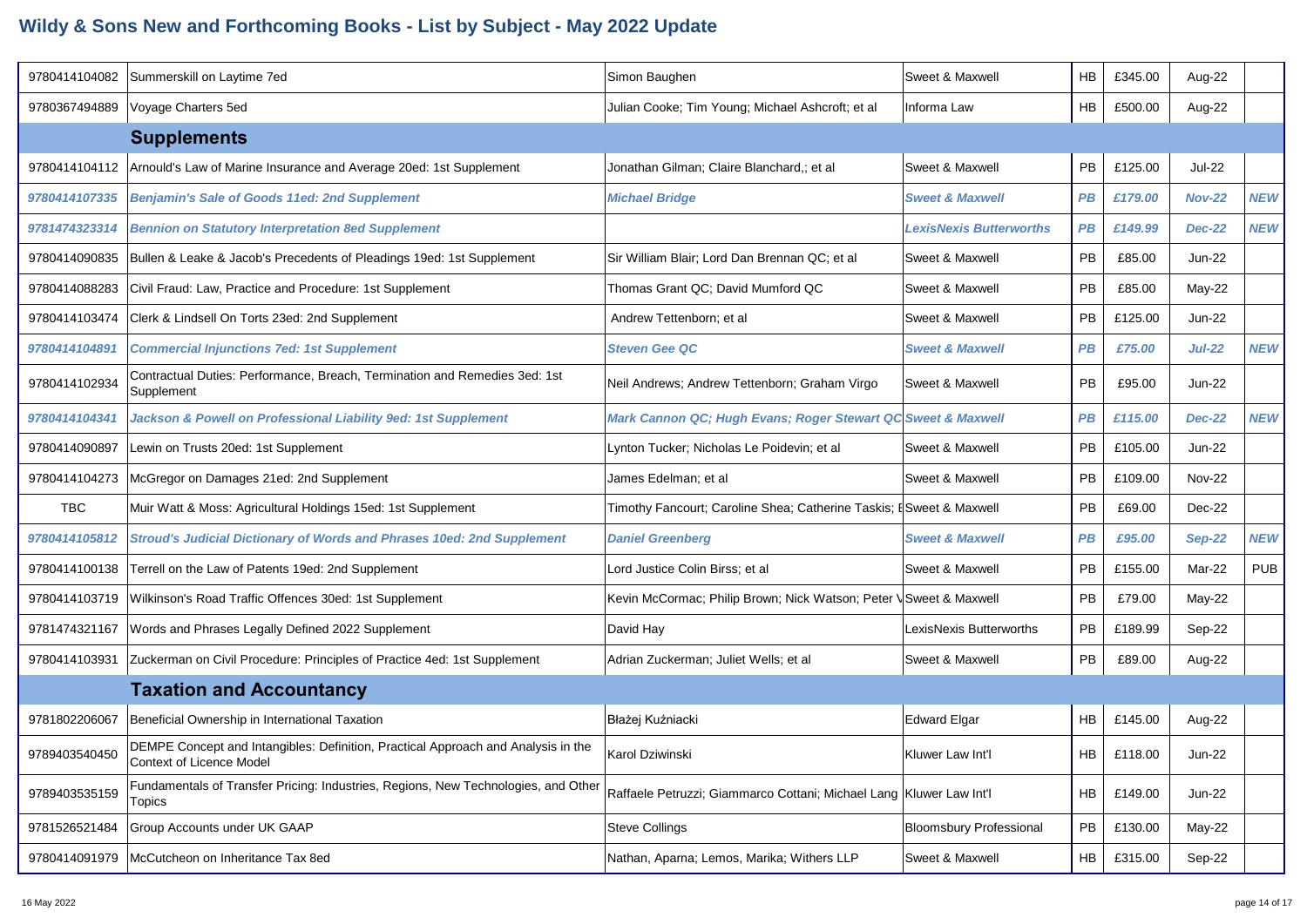# Wildy & Sons New and Forthcoming Books - List by Subject - May 2022 Update

| ISBN | Title | Author | Publisher | Binding | Price | Date | Status |
|---|---|---|---|---|---|---|---|
| 9780414104082 | Summerskill on Laytime 7ed | Simon Baughen | Sweet & Maxwell | HB | £345.00 | Aug-22 | |
| 9780367494889 | Voyage Charters 5ed | Julian Cooke; Tim Young; Michael Ashcroft; et al | Informa Law | HB | £500.00 | Aug-22 | |
| | **Supplements** | | | | | | |
| 9780414104112 | Arnould's Law of Marine Insurance and Average 20ed: 1st Supplement | Jonathan Gilman; Claire Blanchard,; et al | Sweet & Maxwell | PB | £125.00 | Jul-22 | |
| ***9780414107335*** | ***Benjamin's Sale of Goods 11ed: 2nd Supplement*** | ***Michael Bridge*** | ***Sweet & Maxwell*** | ***PB*** | ***£179.00*** | ***Nov-22*** | ***NEW*** |
| ***9781474323314*** | ***Bennion on Statutory Interpretation 8ed Supplement*** | | ***LexisNexis Butterworths*** | ***PB*** | ***£149.99*** | ***Dec-22*** | ***NEW*** |
| 9780414090835 | Bullen & Leake & Jacob's Precedents of Pleadings 19ed: 1st Supplement | Sir William Blair; Lord Dan Brennan QC; et al | Sweet & Maxwell | PB | £85.00 | Jun-22 | |
| 9780414088283 | Civil Fraud: Law, Practice and Procedure: 1st Supplement | Thomas Grant QC; David Mumford QC | Sweet & Maxwell | PB | £85.00 | May-22 | |
| 9780414103474 | Clerk & Lindsell On Torts 23ed: 2nd Supplement | Andrew Tettenborn; et al | Sweet & Maxwell | PB | £125.00 | Jun-22 | |
| ***9780414104891*** | ***Commercial Injunctions 7ed: 1st Supplement*** | ***Steven Gee QC*** | ***Sweet & Maxwell*** | ***PB*** | ***£75.00*** | ***Jul-22*** | ***NEW*** |
| 9780414102934 | Contractual Duties: Performance, Breach, Termination and Remedies 3ed: 1st Supplement | Neil Andrews; Andrew Tettenborn; Graham Virgo | Sweet & Maxwell | PB | £95.00 | Jun-22 | |
| ***9780414104341*** | ***Jackson & Powell on Professional Liability 9ed: 1st Supplement*** | ***Mark Cannon QC; Hugh Evans; Roger Stewart QC*** | ***Sweet & Maxwell*** | ***PB*** | ***£115.00*** | ***Dec-22*** | ***NEW*** |
| 9780414090897 | Lewin on Trusts 20ed: 1st Supplement | Lynton Tucker; Nicholas Le Poidevin; et al | Sweet & Maxwell | PB | £105.00 | Jun-22 | |
| 9780414104273 | McGregor on Damages 21ed: 2nd Supplement | James Edelman; et al | Sweet & Maxwell | PB | £109.00 | Nov-22 | |
| TBC | Muir Watt & Moss: Agricultural Holdings 15ed: 1st Supplement | Timothy Fancourt; Caroline Shea; Catherine Taskis; E | Sweet & Maxwell | PB | £69.00 | Dec-22 | |
| ***9780414105812*** | ***Stroud's Judicial Dictionary of Words and Phrases 10ed: 2nd Supplement*** | ***Daniel Greenberg*** | ***Sweet & Maxwell*** | ***PB*** | ***£95.00*** | ***Sep-22*** | ***NEW*** |
| 9780414100138 | Terrell on the Law of Patents 19ed: 2nd Supplement | Lord Justice Colin Birss; et al | Sweet & Maxwell | PB | £155.00 | Mar-22 | PUB |
| 9780414103719 | Wilkinson's Road Traffic Offences 30ed: 1st Supplement | Kevin McCormac; Philip Brown; Nick Watson; Peter V | Sweet & Maxwell | PB | £79.00 | May-22 | |
| 9781474321167 | Words and Phrases Legally Defined 2022 Supplement | David Hay | LexisNexis Butterworths | PB | £189.99 | Sep-22 | |
| 9780414103931 | Zuckerman on Civil Procedure: Principles of Practice 4ed: 1st Supplement | Adrian Zuckerman; Juliet Wells; et al | Sweet & Maxwell | PB | £89.00 | Aug-22 | |
| | **Taxation and Accountancy** | | | | | | |
| 9781802206067 | Beneficial Ownership in International Taxation | Błażej Kuźniacki | Edward Elgar | HB | £145.00 | Aug-22 | |
| 9789403540450 | DEMPE Concept and Intangibles: Definition, Practical Approach and Analysis in the Context of Licence Model | Karol Dziwinski | Kluwer Law Int'l | HB | £118.00 | Jun-22 | |
| 9789403535159 | Fundamentals of Transfer Pricing: Industries, Regions, New Technologies, and Other Topics | Raffaele Petruzzi; Giammarco Cottani; Michael Lang | Kluwer Law Int'l | HB | £149.00 | Jun-22 | |
| 9781526521484 | Group Accounts under UK GAAP | Steve Collings | Bloomsbury Professional | PB | £130.00 | May-22 | |
| 9780414091979 | McCutcheon on Inheritance Tax 8ed | Nathan, Aparna; Lemos, Marika; Withers LLP | Sweet & Maxwell | HB | £315.00 | Sep-22 | |

16 May 2022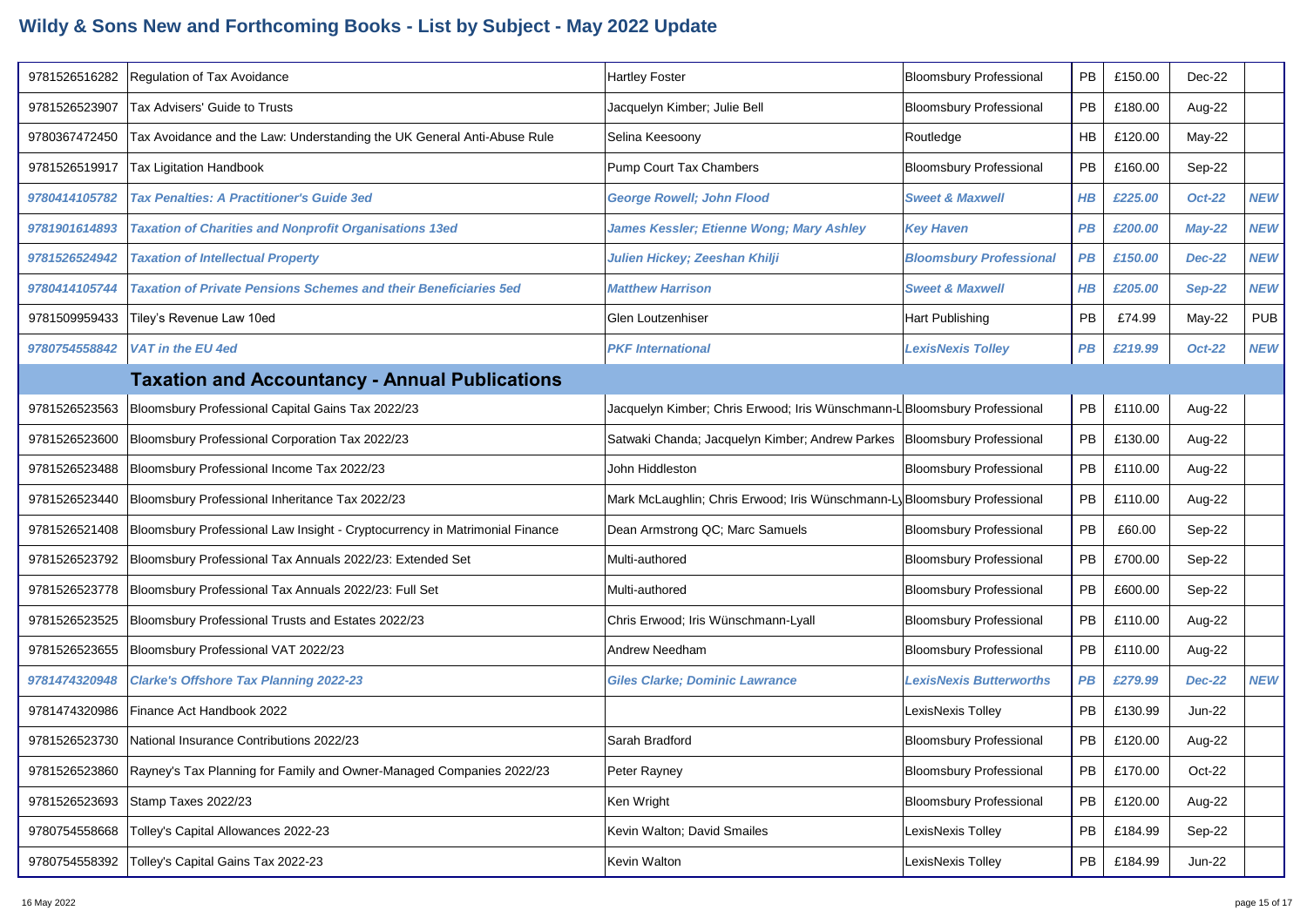# Wildy & Sons New and Forthcoming Books - List by Subject - May 2022 Update

| ISBN | Title | Author | Publisher | Format | Price | Date | Status |
|---|---|---|---|---|---|---|---|
| 9781526516282 | Regulation of Tax Avoidance | Hartley Foster | Bloomsbury Professional | PB | £150.00 | Dec-22 | |
| 9781526523907 | Tax Advisers' Guide to Trusts | Jacquelyn Kimber; Julie Bell | Bloomsbury Professional | PB | £180.00 | Aug-22 | |
| 9780367472450 | Tax Avoidance and the Law: Understanding the UK General Anti-Abuse Rule | Selina Keesoony | Routledge | HB | £120.00 | May-22 | |
| 9781526519917 | Tax Litigation Handbook | Pump Court Tax Chambers | Bloomsbury Professional | PB | £160.00 | Sep-22 | |
| ***9780414105782*** | ***Tax Penalties: A Practitioner's Guide 3ed*** | ***George Rowell; John Flood*** | ***Sweet & Maxwell*** | ***HB*** | ***£225.00*** | ***Oct-22*** | ***NEW*** |
| ***9781901614893*** | ***Taxation of Charities and Nonprofit Organisations 13ed*** | ***James Kessler; Etienne Wong; Mary Ashley*** | ***Key Haven*** | ***PB*** | ***£200.00*** | ***May-22*** | ***NEW*** |
| ***9781526524942*** | ***Taxation of Intellectual Property*** | ***Julien Hickey; Zeeshan Khilji*** | ***Bloomsbury Professional*** | ***PB*** | ***£150.00*** | ***Dec-22*** | ***NEW*** |
| ***9780414105744*** | ***Taxation of Private Pensions Schemes and their Beneficiaries 5ed*** | ***Matthew Harrison*** | ***Sweet & Maxwell*** | ***HB*** | ***£205.00*** | ***Sep-22*** | ***NEW*** |
| 9781509959433 | Tiley's Revenue Law 10ed | Glen Loutzenhiser | Hart Publishing | PB | £74.99 | May-22 | PUB |
| ***9780754558842*** | ***VAT in the EU 4ed*** | ***PKF International*** | ***LexisNexis Tolley*** | ***PB*** | ***£219.99*** | ***Oct-22*** | ***NEW*** |
| | **Taxation and Accountancy - Annual Publications** | | | | | | |
| 9781526523563 | Bloomsbury Professional Capital Gains Tax 2022/23 | Jacquelyn Kimber; Chris Erwood; Iris Wünschmann-L | Bloomsbury Professional | PB | £110.00 | Aug-22 | |
| 9781526523600 | Bloomsbury Professional Corporation Tax 2022/23 | Satwaki Chanda; Jacquelyn Kimber; Andrew Parkes | Bloomsbury Professional | PB | £130.00 | Aug-22 | |
| 9781526523488 | Bloomsbury Professional Income Tax 2022/23 | John Hiddleston | Bloomsbury Professional | PB | £110.00 | Aug-22 | |
| 9781526523440 | Bloomsbury Professional Inheritance Tax 2022/23 | Mark McLaughlin; Chris Erwood; Iris Wünschmann-Ly | Bloomsbury Professional | PB | £110.00 | Aug-22 | |
| 9781526521408 | Bloomsbury Professional Law Insight - Cryptocurrency in Matrimonial Finance | Dean Armstrong QC; Marc Samuels | Bloomsbury Professional | PB | £60.00 | Sep-22 | |
| 9781526523792 | Bloomsbury Professional Tax Annuals 2022/23: Extended Set | Multi-authored | Bloomsbury Professional | PB | £700.00 | Sep-22 | |
| 9781526523778 | Bloomsbury Professional Tax Annuals 2022/23: Full Set | Multi-authored | Bloomsbury Professional | PB | £600.00 | Sep-22 | |
| 9781526523525 | Bloomsbury Professional Trusts and Estates 2022/23 | Chris Erwood; Iris Wünschmann-Lyall | Bloomsbury Professional | PB | £110.00 | Aug-22 | |
| 9781526523655 | Bloomsbury Professional VAT 2022/23 | Andrew Needham | Bloomsbury Professional | PB | £110.00 | Aug-22 | |
| ***9781474320948*** | ***Clarke's Offshore Tax Planning 2022-23*** | ***Giles Clarke; Dominic Lawrance*** | ***LexisNexis Butterworths*** | ***PB*** | ***£279.99*** | ***Dec-22*** | ***NEW*** |
| 9781474320986 | Finance Act Handbook 2022 | | LexisNexis Tolley | PB | £130.99 | Jun-22 | |
| 9781526523730 | National Insurance Contributions 2022/23 | Sarah Bradford | Bloomsbury Professional | PB | £120.00 | Aug-22 | |
| 9781526523860 | Rayney's Tax Planning for Family and Owner-Managed Companies 2022/23 | Peter Rayney | Bloomsbury Professional | PB | £170.00 | Oct-22 | |
| 9781526523693 | Stamp Taxes 2022/23 | Ken Wright | Bloomsbury Professional | PB | £120.00 | Aug-22 | |
| 9780754558668 | Tolley's Capital Allowances 2022-23 | Kevin Walton; David Smailes | LexisNexis Tolley | PB | £184.99 | Sep-22 | |
| 9780754558392 | Tolley's Capital Gains Tax 2022-23 | Kevin Walton | LexisNexis Tolley | PB | £184.99 | Jun-22 | |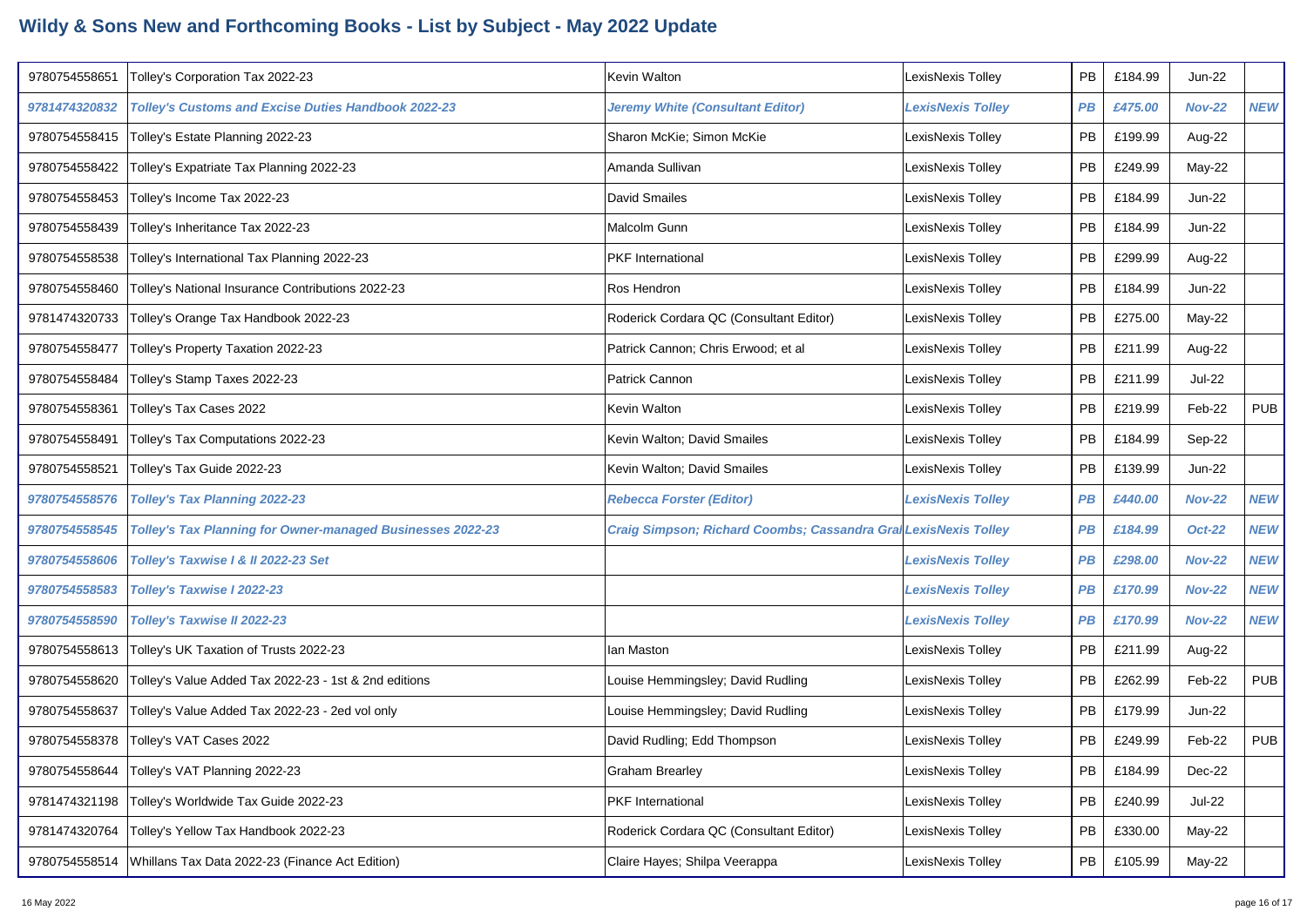# Wildy & Sons New and Forthcoming Books - List by Subject - May 2022 Update

| | | | | | | | |
|---|---|---|---|---|---|---|---|
| 9780754558651 | Tolley's Corporation Tax 2022-23 | Kevin Walton | LexisNexis Tolley | PB | £184.99 | Jun-22 | |
| ***9781474320832*** | ***Tolley's Customs and Excise Duties Handbook 2022-23*** | ***Jeremy White (Consultant Editor)*** | ***LexisNexis Tolley*** | ***PB*** | ***£475.00*** | ***Nov-22*** | ***NEW*** |
| 9780754558415 | Tolley's Estate Planning 2022-23 | Sharon McKie; Simon McKie | LexisNexis Tolley | PB | £199.99 | Aug-22 | |
| 9780754558422 | Tolley's Expatriate Tax Planning 2022-23 | Amanda Sullivan | LexisNexis Tolley | PB | £249.99 | May-22 | |
| 9780754558453 | Tolley's Income Tax 2022-23 | David Smailes | LexisNexis Tolley | PB | £184.99 | Jun-22 | |
| 9780754558439 | Tolley's Inheritance Tax 2022-23 | Malcolm Gunn | LexisNexis Tolley | PB | £184.99 | Jun-22 | |
| 9780754558538 | Tolley's International Tax Planning 2022-23 | PKF International | LexisNexis Tolley | PB | £299.99 | Aug-22 | |
| 9780754558460 | Tolley's National Insurance Contributions 2022-23 | Ros Hendron | LexisNexis Tolley | PB | £184.99 | Jun-22 | |
| 9781474320733 | Tolley's Orange Tax Handbook 2022-23 | Roderick Cordara QC (Consultant Editor) | LexisNexis Tolley | PB | £275.00 | May-22 | |
| 9780754558477 | Tolley's Property Taxation 2022-23 | Patrick Cannon; Chris Erwood; et al | LexisNexis Tolley | PB | £211.99 | Aug-22 | |
| 9780754558484 | Tolley's Stamp Taxes 2022-23 | Patrick Cannon | LexisNexis Tolley | PB | £211.99 | Jul-22 | |
| 9780754558361 | Tolley's Tax Cases 2022 | Kevin Walton | LexisNexis Tolley | PB | £219.99 | Feb-22 | PUB |
| 9780754558491 | Tolley's Tax Computations 2022-23 | Kevin Walton; David Smailes | LexisNexis Tolley | PB | £184.99 | Sep-22 | |
| 9780754558521 | Tolley's Tax Guide 2022-23 | Kevin Walton; David Smailes | LexisNexis Tolley | PB | £139.99 | Jun-22 | |
| ***9780754558576*** | ***Tolley's Tax Planning 2022-23*** | ***Rebecca Forster (Editor)*** | ***LexisNexis Tolley*** | ***PB*** | ***£440.00*** | ***Nov-22*** | ***NEW*** |
| ***9780754558545*** | ***Tolley's Tax Planning for Owner-managed Businesses 2022-23*** | ***Craig Simpson; Richard Coombs; Cassandra Gral*** | ***LexisNexis Tolley*** | ***PB*** | ***£184.99*** | ***Oct-22*** | ***NEW*** |
| ***9780754558606*** | ***Tolley's Taxwise I & II 2022-23 Set*** | | ***LexisNexis Tolley*** | ***PB*** | ***£298.00*** | ***Nov-22*** | ***NEW*** |
| ***9780754558583*** | ***Tolley's Taxwise I 2022-23*** | | ***LexisNexis Tolley*** | ***PB*** | ***£170.99*** | ***Nov-22*** | ***NEW*** |
| ***9780754558590*** | ***Tolley's Taxwise II 2022-23*** | | ***LexisNexis Tolley*** | ***PB*** | ***£170.99*** | ***Nov-22*** | ***NEW*** |
| 9780754558613 | Tolley's UK Taxation of Trusts 2022-23 | Ian Maston | LexisNexis Tolley | PB | £211.99 | Aug-22 | |
| 9780754558620 | Tolley's Value Added Tax 2022-23 - 1st & 2nd editions | Louise Hemmingsley; David Rudling | LexisNexis Tolley | PB | £262.99 | Feb-22 | PUB |
| 9780754558637 | Tolley's Value Added Tax 2022-23 - 2ed vol only | Louise Hemmingsley; David Rudling | LexisNexis Tolley | PB | £179.99 | Jun-22 | |
| 9780754558378 | Tolley's VAT Cases 2022 | David Rudling; Edd Thompson | LexisNexis Tolley | PB | £249.99 | Feb-22 | PUB |
| 9780754558644 | Tolley's VAT Planning 2022-23 | Graham Brearley | LexisNexis Tolley | PB | £184.99 | Dec-22 | |
| 9781474321198 | Tolley's Worldwide Tax Guide 2022-23 | PKF International | LexisNexis Tolley | PB | £240.99 | Jul-22 | |
| 9781474320764 | Tolley's Yellow Tax Handbook 2022-23 | Roderick Cordara QC (Consultant Editor) | LexisNexis Tolley | PB | £330.00 | May-22 | |
| 9780754558514 | Whillans Tax Data 2022-23 (Finance Act Edition) | Claire Hayes; Shilpa Veerappa | LexisNexis Tolley | PB | £105.99 | May-22 | |

16 May 2022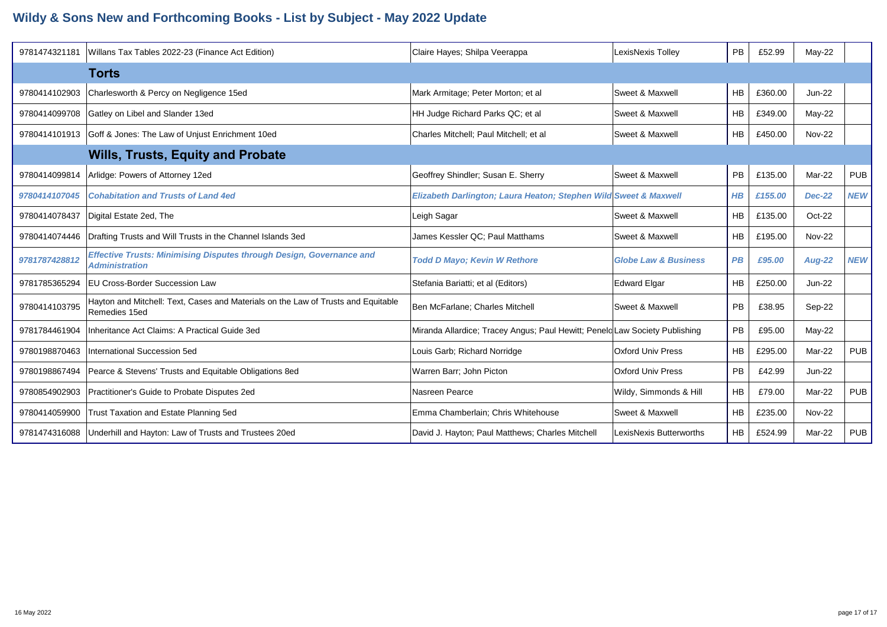# Wildy & Sons New and Forthcoming Books - List by Subject - May 2022 Update

| ISBN | Title | Author | Publisher | Binding | Price | Date | Status |
|---|---|---|---|---|---|---|---|
| 9781474321181 | Willans Tax Tables 2022-23 (Finance Act Edition) | Claire Hayes; Shilpa Veerappa | LexisNexis Tolley | PB | £52.99 | May-22 | |
| | **Torts** | | | | | | |
| 9780414102903 | Charlesworth & Percy on Negligence 15ed | Mark Armitage; Peter Morton; et al | Sweet & Maxwell | HB | £360.00 | Jun-22 | |
| 9780414099708 | Gatley on Libel and Slander 13ed | HH Judge Richard Parks QC; et al | Sweet & Maxwell | HB | £349.00 | May-22 | |
| 9780414101913 | Goff & Jones: The Law of Unjust Enrichment 10ed | Charles Mitchell; Paul Mitchell; et al | Sweet & Maxwell | HB | £450.00 | Nov-22 | |
| | **Wills, Trusts, Equity and Probate** | | | | | | |
| 9780414099814 | Arlidge: Powers of Attorney 12ed | Geoffrey Shindler; Susan E. Sherry | Sweet & Maxwell | PB | £135.00 | Mar-22 | PUB |
| ***9780414107045*** | ***Cohabitation and Trusts of Land 4ed*** | ***Elizabeth Darlington; Laura Heaton; Stephen Wild*** | ***Sweet & Maxwell*** | ***HB*** | ***£155.00*** | ***Dec-22*** | ***NEW*** |
| 9780414078437 | Digital Estate 2ed, The | Leigh Sagar | Sweet & Maxwell | HB | £135.00 | Oct-22 | |
| 9780414074446 | Drafting Trusts and Will Trusts in the Channel Islands 3ed | James Kessler QC; Paul Matthams | Sweet & Maxwell | HB | £195.00 | Nov-22 | |
| ***9781787428812*** | ***Effective Trusts: Minimising Disputes through Design, Governance and Administration*** | ***Todd D Mayo; Kevin W Rethore*** | ***Globe Law & Business*** | ***PB*** | ***£95.00*** | ***Aug-22*** | ***NEW*** |
| 9781785365294 | EU Cross-Border Succession Law | Stefania Bariatti; et al (Editors) | Edward Elgar | HB | £250.00 | Jun-22 | |
| 9780414103795 | Hayton and Mitchell: Text, Cases and Materials on the Law of Trusts and Equitable Remedies 15ed | Ben McFarlane; Charles Mitchell | Sweet & Maxwell | PB | £38.95 | Sep-22 | |
| 9781784461904 | Inheritance Act Claims: A Practical Guide 3ed | Miranda Allardice; Tracey Angus; Paul Hewitt; Penelo | Law Society Publishing | PB | £95.00 | May-22 | |
| 9780198870463 | International Succession 5ed | Louis Garb; Richard Norridge | Oxford Univ Press | HB | £295.00 | Mar-22 | PUB |
| 9780198867494 | Pearce & Stevens' Trusts and Equitable Obligations 8ed | Warren Barr; John Picton | Oxford Univ Press | PB | £42.99 | Jun-22 | |
| 9780854902903 | Practitioner's Guide to Probate Disputes 2ed | Nasreen Pearce | Wildy, Simmonds & Hill | HB | £79.00 | Mar-22 | PUB |
| 9780414059900 | Trust Taxation and Estate Planning 5ed | Emma Chamberlain; Chris Whitehouse | Sweet & Maxwell | HB | £235.00 | Nov-22 | |
| 9781474316088 | Underhill and Hayton: Law of Trusts and Trustees 20ed | David J. Hayton; Paul Matthews; Charles Mitchell | LexisNexis Butterworths | HB | £524.99 | Mar-22 | PUB |

16 May 2022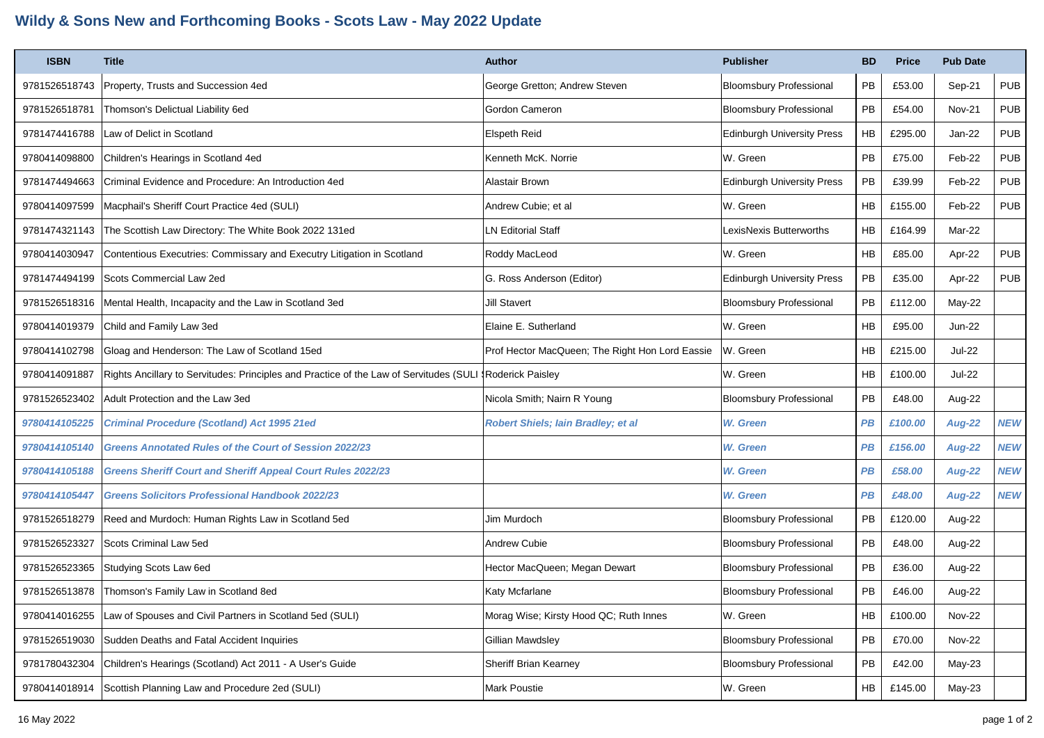# Wildy & Sons New and Forthcoming Books - Scots Law - May 2022 Update

| ISBN | Title | Author | Publisher | BD | Price | Pub Date | |
|---|---|---|---|---|---|---|---|
| 9781526518743 | Property, Trusts and Succession 4ed | George Gretton; Andrew Steven | Bloomsbury Professional | PB | £53.00 | Sep-21 | PUB |
| 9781526518781 | Thomson's Delictual Liability 6ed | Gordon Cameron | Bloomsbury Professional | PB | £54.00 | Nov-21 | PUB |
| 9781474416788 | Law of Delict in Scotland | Elspeth Reid | Edinburgh University Press | HB | £295.00 | Jan-22 | PUB |
| 9780414098800 | Children's Hearings in Scotland 4ed | Kenneth McK. Norrie | W. Green | PB | £75.00 | Feb-22 | PUB |
| 9781474494663 | Criminal Evidence and Procedure: An Introduction 4ed | Alastair Brown | Edinburgh University Press | PB | £39.99 | Feb-22 | PUB |
| 9780414097599 | Macphail's Sheriff Court Practice 4ed (SULI) | Andrew Cubie; et al | W. Green | HB | £155.00 | Feb-22 | PUB |
| 9781474321143 | The Scottish Law Directory: The White Book 2022 131ed | LN Editorial Staff | LexisNexis Butterworths | HB | £164.99 | Mar-22 | |
| 9780414030947 | Contentious Executries: Commissary and Executry Litigation in Scotland | Roddy MacLeod | W. Green | HB | £85.00 | Apr-22 | PUB |
| 9781474494199 | Scots Commercial Law 2ed | G. Ross Anderson (Editor) | Edinburgh University Press | PB | £35.00 | Apr-22 | PUB |
| 9781526518316 | Mental Health, Incapacity and the Law in Scotland 3ed | Jill Stavert | Bloomsbury Professional | PB | £112.00 | May-22 | |
| 9780414019379 | Child and Family Law 3ed | Elaine E. Sutherland | W. Green | HB | £95.00 | Jun-22 | |
| 9780414102798 | Gloag and Henderson: The Law of Scotland 15ed | Prof Hector MacQueen; The Right Hon Lord Eassie | W. Green | HB | £215.00 | Jul-22 | |
| 9780414091887 | Rights Ancillary to Servitudes: Principles and Practice of the Law of Servitudes (SULI | Roderick Paisley | W. Green | HB | £100.00 | Jul-22 | |
| 9781526523402 | Adult Protection and the Law 3ed | Nicola Smith; Nairn R Young | Bloomsbury Professional | PB | £48.00 | Aug-22 | |
| ***9780414105225*** | ***Criminal Procedure (Scotland) Act 1995 21ed*** | ***Robert Shiels; Iain Bradley; et al*** | ***W. Green*** | ***PB*** | ***£100.00*** | ***Aug-22*** | ***NEW*** |
| ***9780414105140*** | ***Greens Annotated Rules of the Court of Session 2022/23*** | | ***W. Green*** | ***PB*** | ***£156.00*** | ***Aug-22*** | ***NEW*** |
| ***9780414105188*** | ***Greens Sheriff Court and Sheriff Appeal Court Rules 2022/23*** | | ***W. Green*** | ***PB*** | ***£58.00*** | ***Aug-22*** | ***NEW*** |
| ***9780414105447*** | ***Greens Solicitors Professional Handbook 2022/23*** | | ***W. Green*** | ***PB*** | ***£48.00*** | ***Aug-22*** | ***NEW*** |
| 9781526518279 | Reed and Murdoch: Human Rights Law in Scotland 5ed | Jim Murdoch | Bloomsbury Professional | PB | £120.00 | Aug-22 | |
| 9781526523327 | Scots Criminal Law 5ed | Andrew Cubie | Bloomsbury Professional | PB | £48.00 | Aug-22 | |
| 9781526523365 | Studying Scots Law 6ed | Hector MacQueen; Megan Dewart | Bloomsbury Professional | PB | £36.00 | Aug-22 | |
| 9781526513878 | Thomson's Family Law in Scotland 8ed | Katy Mcfarlane | Bloomsbury Professional | PB | £46.00 | Aug-22 | |
| 9780414016255 | Law of Spouses and Civil Partners in Scotland 5ed (SULI) | Morag Wise; Kirsty Hood QC; Ruth Innes | W. Green | HB | £100.00 | Nov-22 | |
| 9781526519030 | Sudden Deaths and Fatal Accident Inquiries | Gillian Mawdsley | Bloomsbury Professional | PB | £70.00 | Nov-22 | |
| 9781780432304 | Children's Hearings (Scotland) Act 2011 - A User's Guide | Sheriff Brian Kearney | Bloomsbury Professional | PB | £42.00 | May-23 | |
| 9780414018914 | Scottish Planning Law and Procedure 2ed (SULI) | Mark Poustie | W. Green | HB | £145.00 | May-23 | |

16 May 2022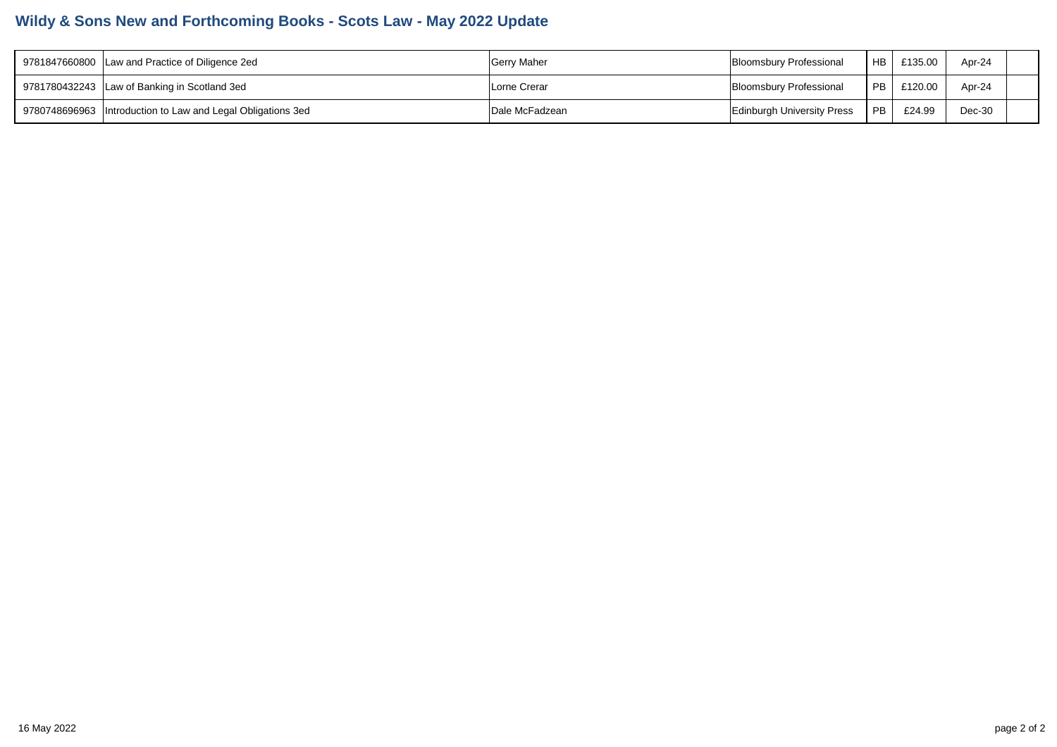# Wildy & Sons New and Forthcoming Books - Scots Law - May 2022 Update

| | | | | | | | |
|---|---|---|---|---|---|---|---|
| 9781847660800 | Law and Practice of Diligence 2ed | Gerry Maher | Bloomsbury Professional | HB | £135.00 | Apr-24 | |
| 9781780432243 | Law of Banking in Scotland 3ed | Lorne Crerar | Bloomsbury Professional | PB | £120.00 | Apr-24 | |
| 9780748696963 | Introduction to Law and Legal Obligations 3ed | Dale McFadzean | Edinburgh University Press | PB | £24.99 | Dec-30 | |

16 May 2022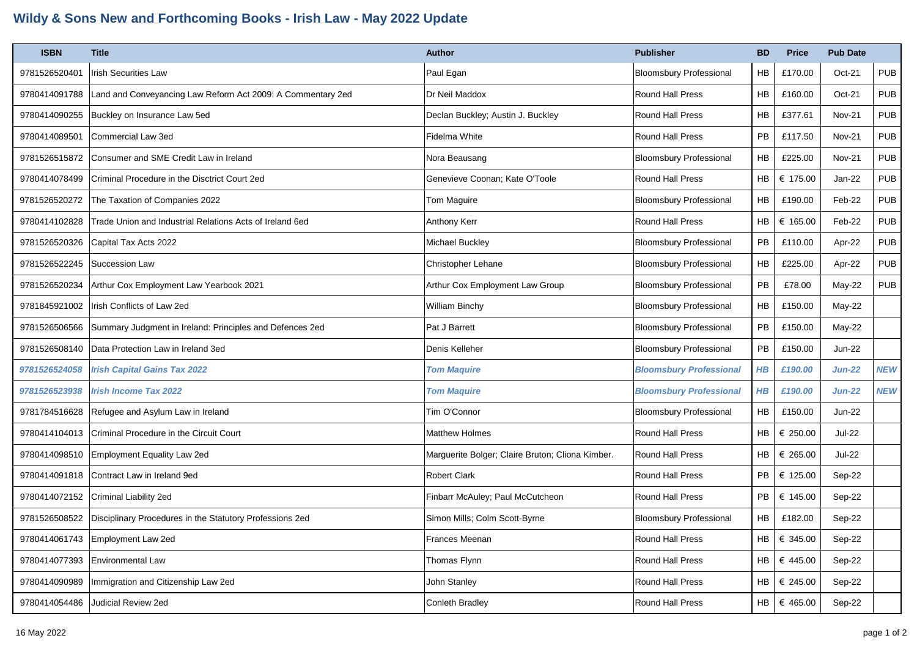# Wildy & Sons New and Forthcoming Books - Irish Law - May 2022 Update

| ISBN | Title | Author | Publisher | BD | Price | Pub Date | |
|---|---|---|---|---|---|---|---|
| 9781526520401 | Irish Securities Law | Paul Egan | Bloomsbury Professional | HB | £170.00 | Oct-21 | PUB |
| 9780414091788 | Land and Conveyancing Law Reform Act 2009: A Commentary 2ed | Dr Neil Maddox | Round Hall Press | HB | £160.00 | Oct-21 | PUB |
| 9780414090255 | Buckley on Insurance Law 5ed | Declan Buckley; Austin J. Buckley | Round Hall Press | HB | £377.61 | Nov-21 | PUB |
| 9780414089501 | Commercial Law 3ed | Fidelma White | Round Hall Press | PB | £117.50 | Nov-21 | PUB |
| 9781526515872 | Consumer and SME Credit Law in Ireland | Nora Beausang | Bloomsbury Professional | HB | £225.00 | Nov-21 | PUB |
| 9780414078499 | Criminal Procedure in the Disctrict Court 2ed | Genevieve Coonan; Kate O'Toole | Round Hall Press | HB | € 175.00 | Jan-22 | PUB |
| 9781526520272 | The Taxation of Companies 2022 | Tom Maguire | Bloomsbury Professional | HB | £190.00 | Feb-22 | PUB |
| 9780414102828 | Trade Union and Industrial Relations Acts of Ireland 6ed | Anthony Kerr | Round Hall Press | HB | € 165.00 | Feb-22 | PUB |
| 9781526520326 | Capital Tax Acts 2022 | Michael Buckley | Bloomsbury Professional | PB | £110.00 | Apr-22 | PUB |
| 9781526522245 | Succession Law | Christopher Lehane | Bloomsbury Professional | HB | £225.00 | Apr-22 | PUB |
| 9781526520234 | Arthur Cox Employment Law Yearbook 2021 | Arthur Cox Employment Law Group | Bloomsbury Professional | PB | £78.00 | May-22 | PUB |
| 9781845921002 | Irish Conflicts of Law 2ed | William Binchy | Bloomsbury Professional | HB | £150.00 | May-22 | |
| 9781526506566 | Summary Judgment in Ireland: Principles and Defences 2ed | Pat J Barrett | Bloomsbury Professional | PB | £150.00 | May-22 | |
| 9781526508140 | Data Protection Law in Ireland 3ed | Denis Kelleher | Bloomsbury Professional | PB | £150.00 | Jun-22 | |
| ***9781526524058*** | ***Irish Capital Gains Tax 2022*** | ***Tom Maquire*** | ***Bloomsbury Professional*** | ***HB*** | ***£190.00*** | ***Jun-22*** | ***NEW*** |
| ***9781526523938*** | ***Irish Income Tax 2022*** | ***Tom Maquire*** | ***Bloomsbury Professional*** | ***HB*** | ***£190.00*** | ***Jun-22*** | ***NEW*** |
| 9781784516628 | Refugee and Asylum Law in Ireland | Tim O'Connor | Bloomsbury Professional | HB | £150.00 | Jun-22 | |
| 9780414104013 | Criminal Procedure in the Circuit Court | Matthew Holmes | Round Hall Press | HB | € 250.00 | Jul-22 | |
| 9780414098510 | Employment Equality Law 2ed | Marguerite Bolger; Claire Bruton; Cliona Kimber. | Round Hall Press | HB | € 265.00 | Jul-22 | |
| 9780414091818 | Contract Law in Ireland 9ed | Robert Clark | Round Hall Press | PB | € 125.00 | Sep-22 | |
| 9780414072152 | Criminal Liability 2ed | Finbarr McAuley; Paul McCutcheon | Round Hall Press | PB | € 145.00 | Sep-22 | |
| 9781526508522 | Disciplinary Procedures in the Statutory Professions 2ed | Simon Mills; Colm Scott-Byrne | Bloomsbury Professional | HB | £182.00 | Sep-22 | |
| 9780414061743 | Employment Law 2ed | Frances Meenan | Round Hall Press | HB | € 345.00 | Sep-22 | |
| 9780414077393 | Environmental Law | Thomas Flynn | Round Hall Press | HB | € 445.00 | Sep-22 | |
| 9780414090989 | Immigration and Citizenship Law 2ed | John Stanley | Round Hall Press | HB | € 245.00 | Sep-22 | |
| 9780414054486 | Judicial Review 2ed | Conleth Bradley | Round Hall Press | HB | € 465.00 | Sep-22 | |

16 May 2022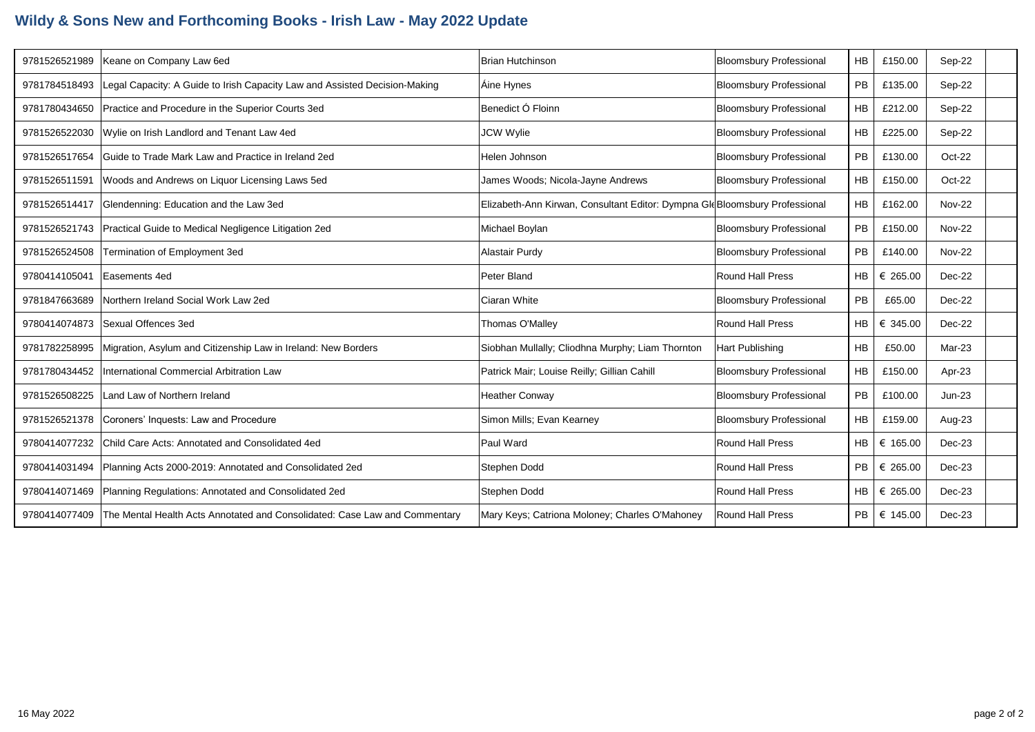## Wildy & Sons New and Forthcoming Books - Irish Law - May 2022 Update

| | | | | | | | |
|---|---|---|---|---|---|---|---|
| 9781526521989 | Keane on Company Law 6ed | Brian Hutchinson | Bloomsbury Professional | HB | £150.00 | Sep-22 | |
| 9781784518493 | Legal Capacity: A Guide to Irish Capacity Law and Assisted Decision-Making | Áine Hynes | Bloomsbury Professional | PB | £135.00 | Sep-22 | |
| 9781780434650 | Practice and Procedure in the Superior Courts 3ed | Benedict Ó Floinn | Bloomsbury Professional | HB | £212.00 | Sep-22 | |
| 9781526522030 | Wylie on Irish Landlord and Tenant Law 4ed | JCW Wylie | Bloomsbury Professional | HB | £225.00 | Sep-22 | |
| 9781526517654 | Guide to Trade Mark Law and Practice in Ireland 2ed | Helen Johnson | Bloomsbury Professional | PB | £130.00 | Oct-22 | |
| 9781526511591 | Woods and Andrews on Liquor Licensing Laws 5ed | James Woods; Nicola-Jayne Andrews | Bloomsbury Professional | HB | £150.00 | Oct-22 | |
| 9781526514417 | Glendenning: Education and the Law 3ed | Elizabeth-Ann Kirwan, Consultant Editor: Dympna Gl | Bloomsbury Professional | HB | £162.00 | Nov-22 | |
| 9781526521743 | Practical Guide to Medical Negligence Litigation 2ed | Michael Boylan | Bloomsbury Professional | PB | £150.00 | Nov-22 | |
| 9781526524508 | Termination of Employment 3ed | Alastair Purdy | Bloomsbury Professional | PB | £140.00 | Nov-22 | |
| 9780414105041 | Easements 4ed | Peter Bland | Round Hall Press | HB | € 265.00 | Dec-22 | |
| 9781847663689 | Northern Ireland Social Work Law 2ed | Ciaran White | Bloomsbury Professional | PB | £65.00 | Dec-22 | |
| 9780414074873 | Sexual Offences 3ed | Thomas O'Malley | Round Hall Press | HB | € 345.00 | Dec-22 | |
| 9781782258995 | Migration, Asylum and Citizenship Law in Ireland: New Borders | Siobhan Mullally; Cliodhna Murphy; Liam Thornton | Hart Publishing | HB | £50.00 | Mar-23 | |
| 9781780434452 | International Commercial Arbitration Law | Patrick Mair; Louise Reilly; Gillian Cahill | Bloomsbury Professional | HB | £150.00 | Apr-23 | |
| 9781526508225 | Land Law of Northern Ireland | Heather Conway | Bloomsbury Professional | PB | £100.00 | Jun-23 | |
| 9781526521378 | Coroners' Inquests: Law and Procedure | Simon Mills; Evan Kearney | Bloomsbury Professional | HB | £159.00 | Aug-23 | |
| 9780414077232 | Child Care Acts: Annotated and Consolidated 4ed | Paul Ward | Round Hall Press | HB | € 165.00 | Dec-23 | |
| 9780414031494 | Planning Acts 2000-2019: Annotated and Consolidated 2ed | Stephen Dodd | Round Hall Press | PB | € 265.00 | Dec-23 | |
| 9780414071469 | Planning Regulations: Annotated and Consolidated 2ed | Stephen Dodd | Round Hall Press | HB | € 265.00 | Dec-23 | |
| 9780414077409 | The Mental Health Acts Annotated and Consolidated: Case Law and Commentary | Mary Keys; Catriona Moloney; Charles O'Mahoney | Round Hall Press | PB | € 145.00 | Dec-23 | |

16 May 2022